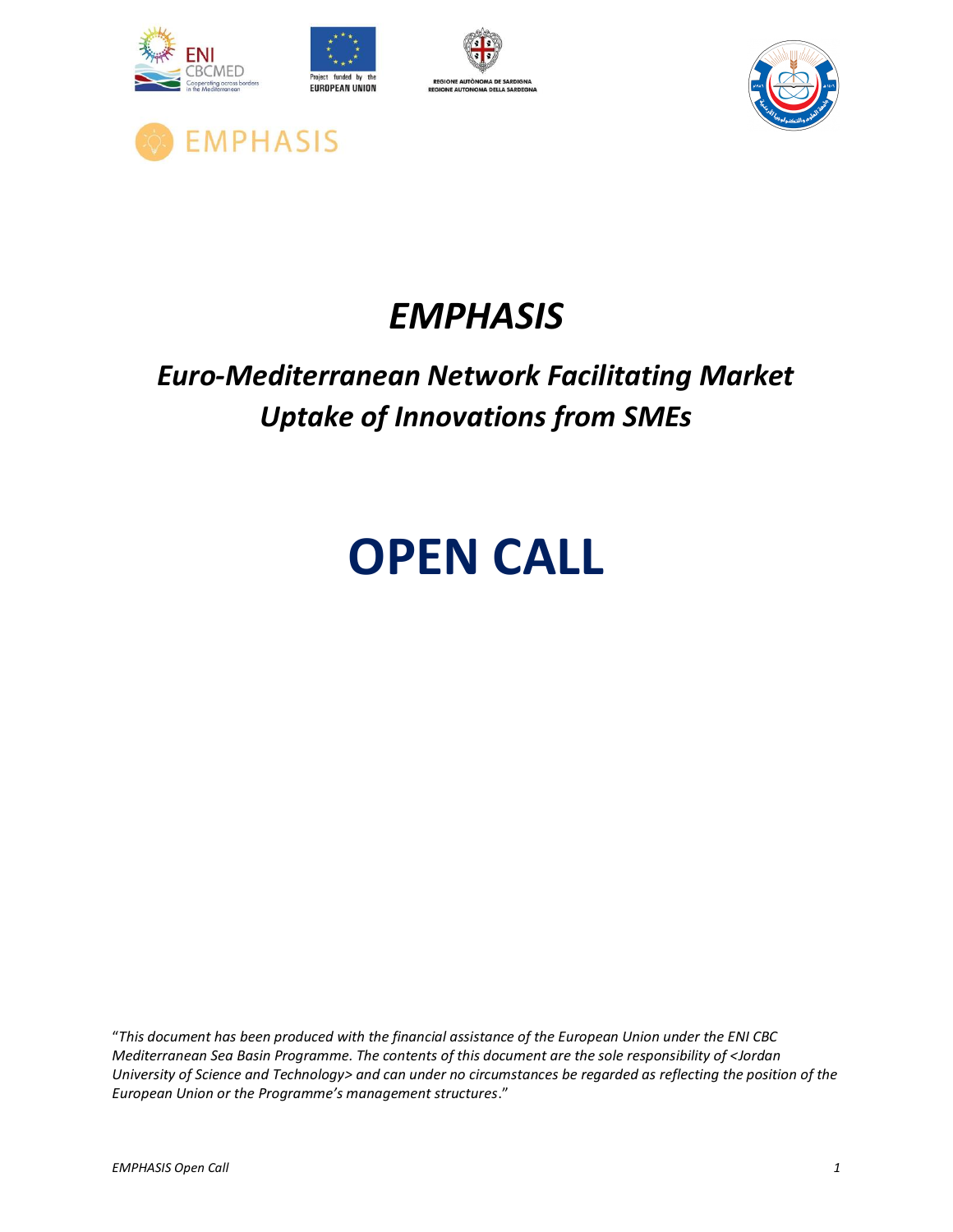# *EMPHASIS*

## *Euro-Mediterranean Network Facilitating Market Uptake of Innovations from SMEs*

# OPEN CALL

"*This document has been produced with the financial assistance of the European Union under the ENI CBC Mediterranean Sea Basin Programme. The contents of this document are the sole responsibility of <Jordan University of Science and Technology> and can under no circumstances be regarded as reflecting the position of the European Union or the Programme's management structures*."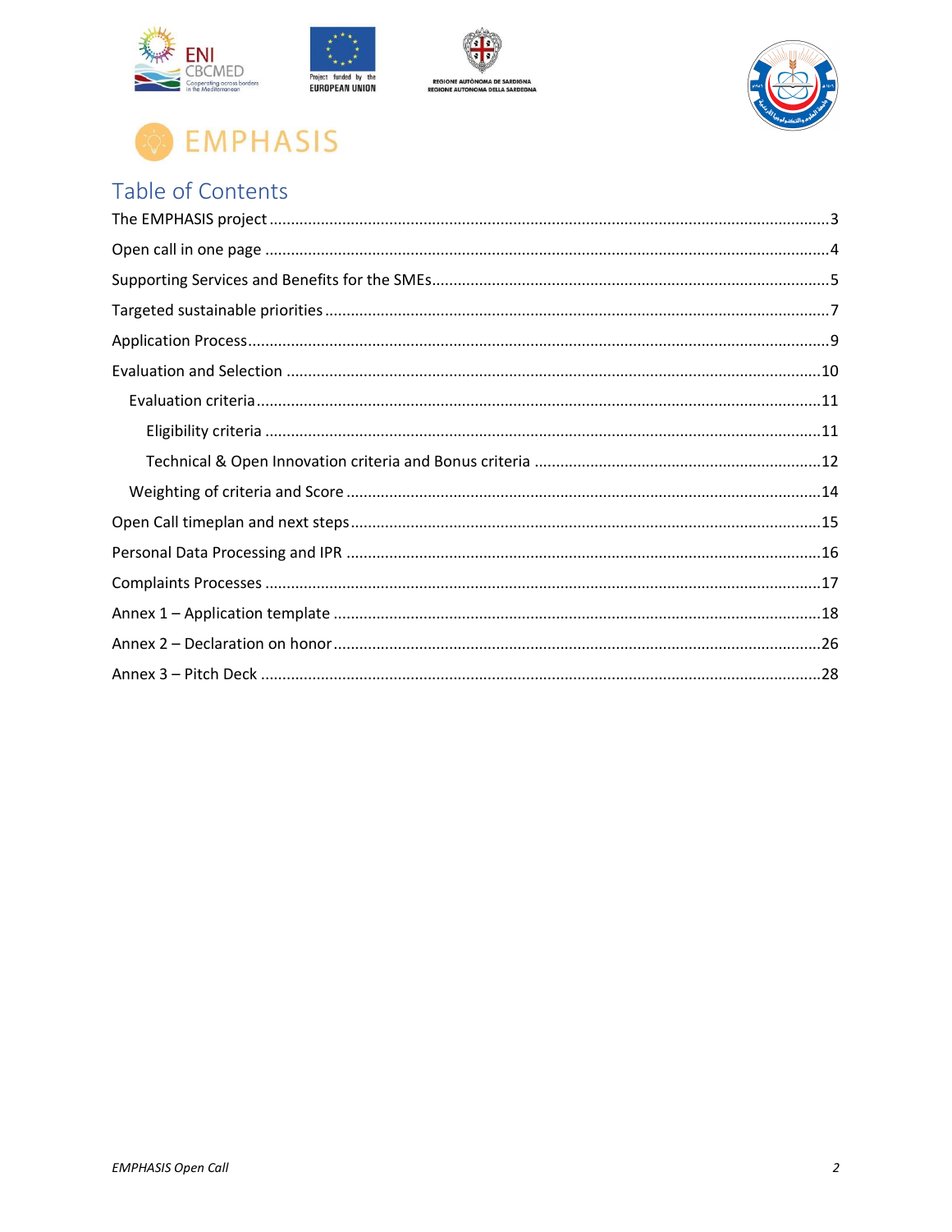# Table of Contents

The EMPHASIS project ........................................................................................................................3

Open call in one page ........................................................................................................................4

Supporting Services and Benefits for the SMEs.................................................................................5

Targeted sustainable priorities ..........................................................................................................7

Application Process............................................................................................................................9

Evaluation and Selection ..................................................................................................................10

- Evaluation criteria........................................................................................................................11
  - Eligibility criteria .....................................................................................................................11
  - Technical & Open Innovation criteria and Bonus criteria ......................................................12
- Weighting of criteria and Score ...................................................................................................14

Open Call timeplan and next steps...................................................................................................15

Personal Data Processing and IPR ....................................................................................................16

Complaints Processes .......................................................................................................................17

Annex 1 – Application template .......................................................................................................18

Annex 2 – Declaration on honor.......................................................................................................26

Annex 3 – Pitch Deck ........................................................................................................................28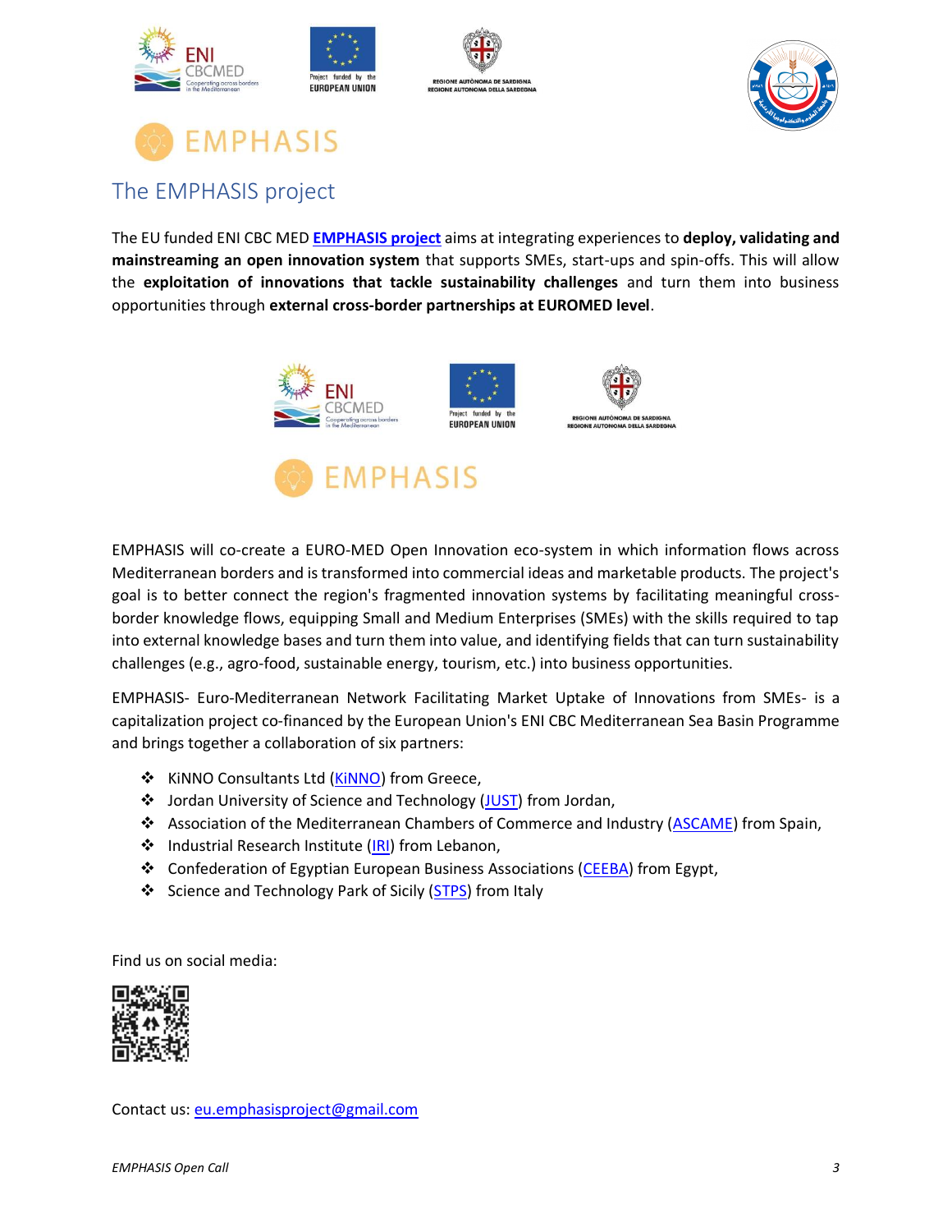# EMPHASIS

## The EMPHASIS project

The EU funded ENI CBC MED **EMPHASIS project** aims at integrating experiences to **deploy, validating and mainstreaming an open innovation system** that supports SMEs, start-ups and spin-offs. This will allow the **exploitation of innovations that tackle sustainability challenges** and turn them into business opportunities through **external cross-border partnerships at EUROMED level**.

EMPHASIS will co-create a EURO-MED Open Innovation eco-system in which information flows across Mediterranean borders and is transformed into commercial ideas and marketable products. The project's goal is to better connect the region's fragmented innovation systems by facilitating meaningful cross-border knowledge flows, equipping Small and Medium Enterprises (SMEs) with the skills required to tap into external knowledge bases and turn them into value, and identifying fields that can turn sustainability challenges (e.g., agro-food, sustainable energy, tourism, etc.) into business opportunities.

EMPHASIS- Euro-Mediterranean Network Facilitating Market Uptake of Innovations from SMEs- is a capitalization project co-financed by the European Union's ENI CBC Mediterranean Sea Basin Programme and brings together a collaboration of six partners:

- KiNNO Consultants Ltd (KiNNO) from Greece,
- Jordan University of Science and Technology (JUST) from Jordan,
- Association of the Mediterranean Chambers of Commerce and Industry (ASCAME) from Spain,
- Industrial Research Institute (IRI) from Lebanon,
- Confederation of Egyptian European Business Associations (CEEBA) from Egypt,
- Science and Technology Park of Sicily (STPS) from Italy

Find us on social media:

Contact us: eu.emphasisproject@gmail.com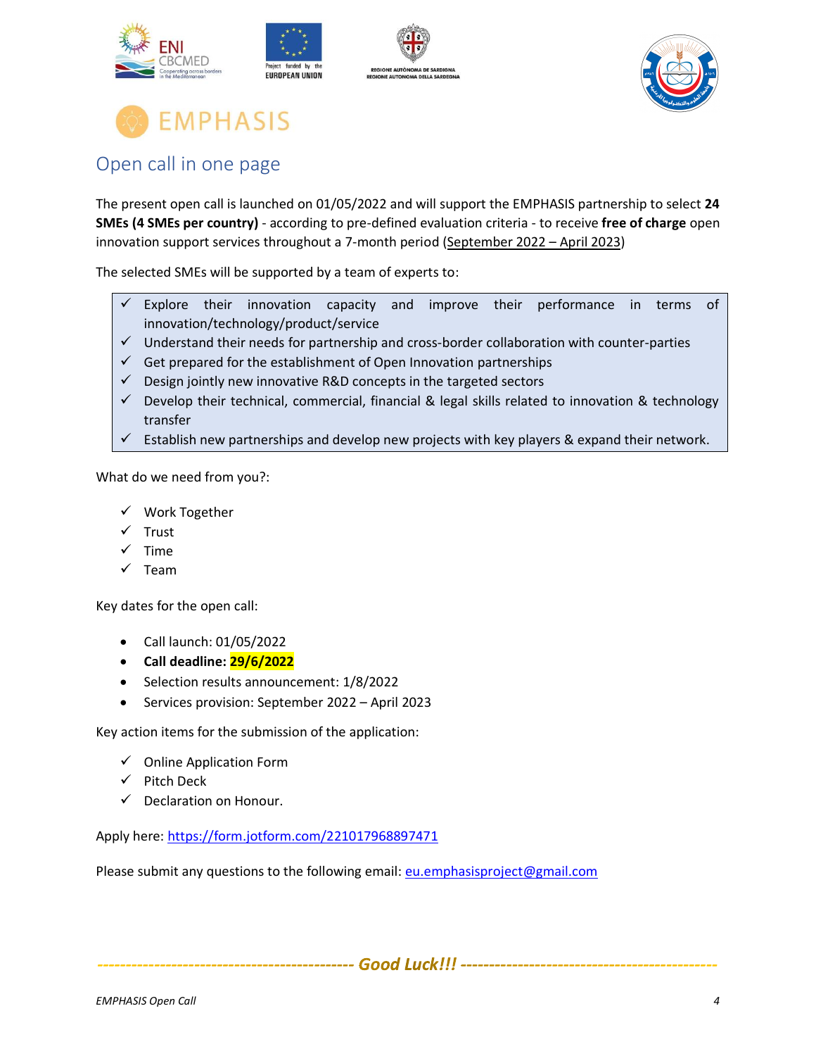# EMPHASIS

## Open call in one page

The present open call is launched on 01/05/2022 and will support the EMPHASIS partnership to select **24 SMEs (4 SMEs per country)** - according to pre-defined evaluation criteria - to receive **free of charge** open innovation support services throughout a 7-month period (September 2022 – April 2023)

The selected SMEs will be supported by a team of experts to:

- ✓ Explore their innovation capacity and improve their performance in terms of innovation/technology/product/service
- ✓ Understand their needs for partnership and cross-border collaboration with counter-parties
- ✓ Get prepared for the establishment of Open Innovation partnerships
- ✓ Design jointly new innovative R&D concepts in the targeted sectors
- ✓ Develop their technical, commercial, financial & legal skills related to innovation & technology transfer
- ✓ Establish new partnerships and develop new projects with key players & expand their network.

What do we need from you?:

- ✓ Work Together
- ✓ Trust
- ✓ Time
- ✓ Team

Key dates for the open call:

- Call launch: 01/05/2022
- **Call deadline: 29/6/2022**
- Selection results announcement: 1/8/2022
- Services provision: September 2022 – April 2023

Key action items for the submission of the application:

- ✓ Online Application Form
- ✓ Pitch Deck
- ✓ Declaration on Honour.

Apply here: https://form.jotform.com/221017968897471

Please submit any questions to the following email: eu.emphasisproject@gmail.com

***Good Luck!!!***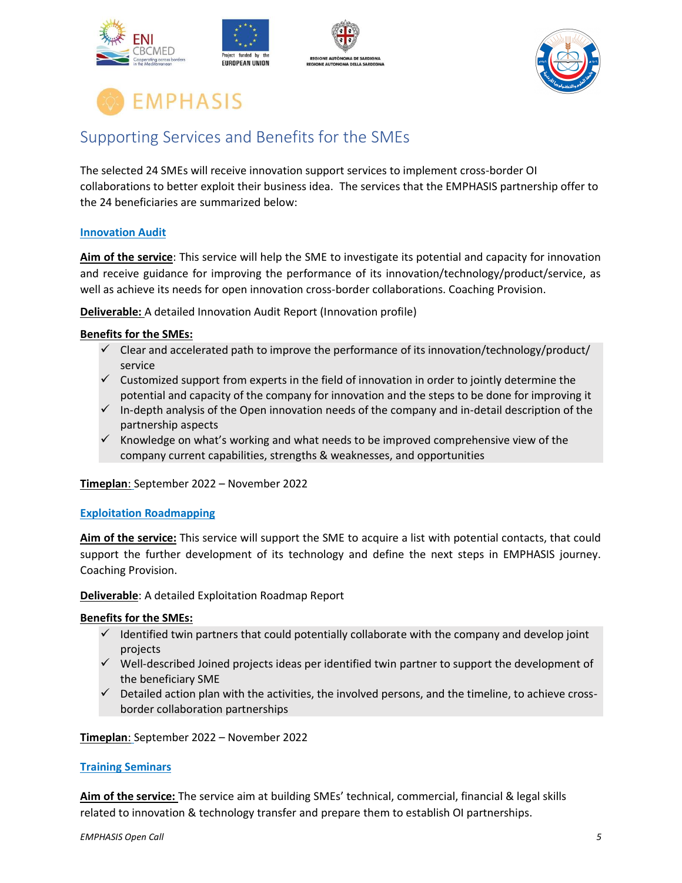# EMPHASIS

## Supporting Services and Benefits for the SMEs

The selected 24 SMEs will receive innovation support services to implement cross-border OI collaborations to better exploit their business idea. The services that the EMPHASIS partnership offer to the 24 beneficiaries are summarized below:

### Innovation Audit

**Aim of the service**: This service will help the SME to investigate its potential and capacity for innovation and receive guidance for improving the performance of its innovation/technology/product/service, as well as achieve its needs for open innovation cross-border collaborations. Coaching Provision.

**Deliverable:** A detailed Innovation Audit Report (Innovation profile)

**Benefits for the SMEs:**

- ✓ Clear and accelerated path to improve the performance of its innovation/technology/product/ service
- ✓ Customized support from experts in the field of innovation in order to jointly determine the potential and capacity of the company for innovation and the steps to be done for improving it
- ✓ In-depth analysis of the Open innovation needs of the company and in-detail description of the partnership aspects
- ✓ Knowledge on what's working and what needs to be improved comprehensive view of the company current capabilities, strengths & weaknesses, and opportunities

**Timeplan**: September 2022 – November 2022

### Exploitation Roadmapping

**Aim of the service:** This service will support the SME to acquire a list with potential contacts, that could support the further development of its technology and define the next steps in EMPHASIS journey. Coaching Provision.

**Deliverable**: A detailed Exploitation Roadmap Report

**Benefits for the SMEs:**

- ✓ Identified twin partners that could potentially collaborate with the company and develop joint projects
- ✓ Well-described Joined projects ideas per identified twin partner to support the development of the beneficiary SME
- ✓ Detailed action plan with the activities, the involved persons, and the timeline, to achieve cross-border collaboration partnerships

**Timeplan**: September 2022 – November 2022

### Training Seminars

**Aim of the service:** The service aim at building SMEs' technical, commercial, financial & legal skills related to innovation & technology transfer and prepare them to establish OI partnerships.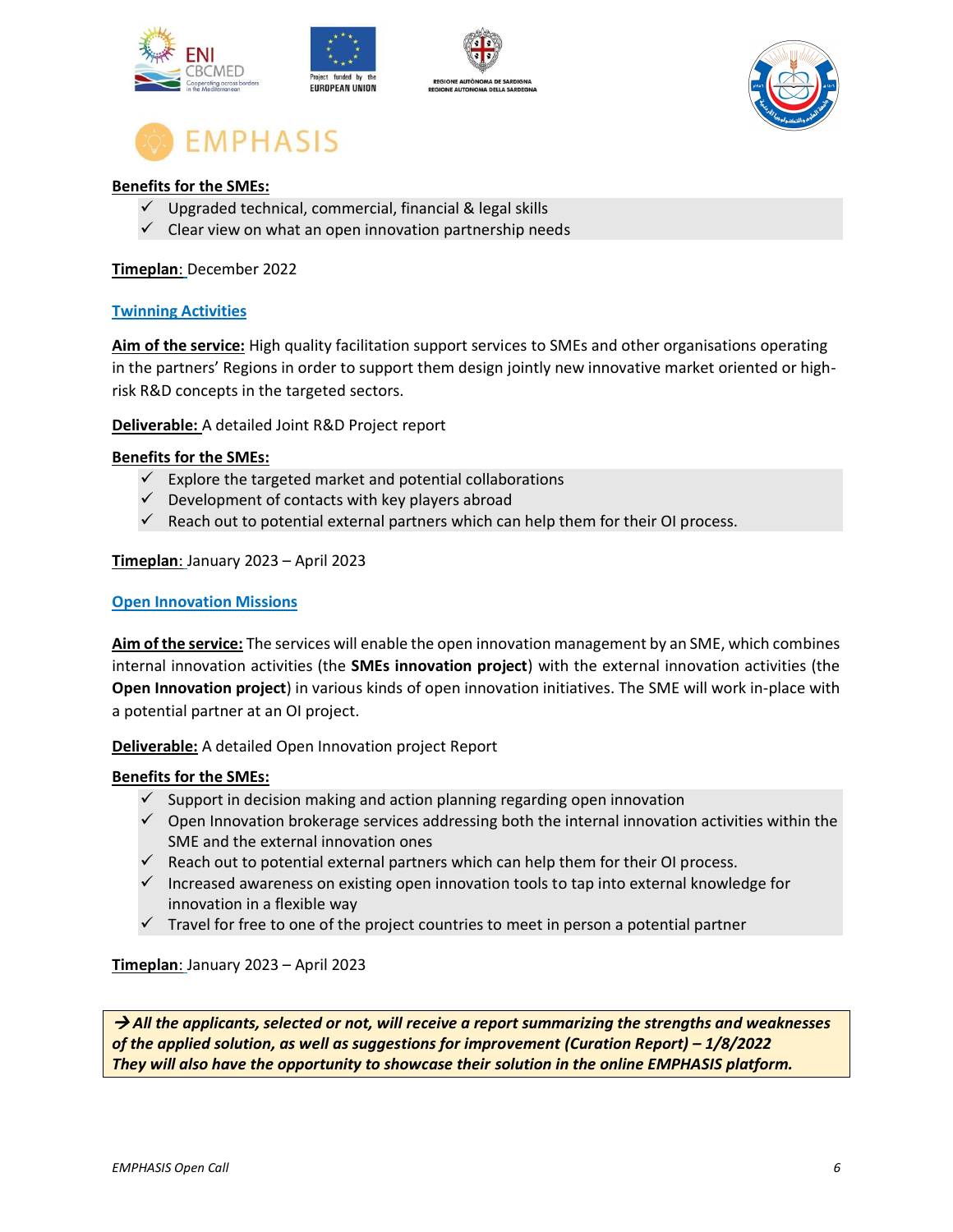**Benefits for the SMEs:**

- ✓ Upgraded technical, commercial, financial & legal skills
- ✓ Clear view on what an open innovation partnership needs

**Timeplan**: December 2022

### Twinning Activities

**Aim of the service:** High quality facilitation support services to SMEs and other organisations operating in the partners' Regions in order to support them design jointly new innovative market oriented or high-risk R&D concepts in the targeted sectors.

**Deliverable:** A detailed Joint R&D Project report

**Benefits for the SMEs:**

- ✓ Explore the targeted market and potential collaborations
- ✓ Development of contacts with key players abroad
- ✓ Reach out to potential external partners which can help them for their OI process.

**Timeplan**: January 2023 – April 2023

### Open Innovation Missions

**Aim of the service:** The services will enable the open innovation management by an SME, which combines internal innovation activities (the **SMEs innovation project**) with the external innovation activities (the **Open Innovation project**) in various kinds of open innovation initiatives. The SME will work in-place with a potential partner at an OI project.

**Deliverable:** A detailed Open Innovation project Report

**Benefits for the SMEs:**

- ✓ Support in decision making and action planning regarding open innovation
- ✓ Open Innovation brokerage services addressing both the internal innovation activities within the SME and the external innovation ones
- ✓ Reach out to potential external partners which can help them for their OI process.
- ✓ Increased awareness on existing open innovation tools to tap into external knowledge for innovation in a flexible way
- ✓ Travel for free to one of the project countries to meet in person a potential partner

**Timeplan**: January 2023 – April 2023

***→ All the applicants, selected or not, will receive a report summarizing the strengths and weaknesses of the applied solution, as well as suggestions for improvement (Curation Report) – 1/8/2022***
***They will also have the opportunity to showcase their solution in the online EMPHASIS platform.***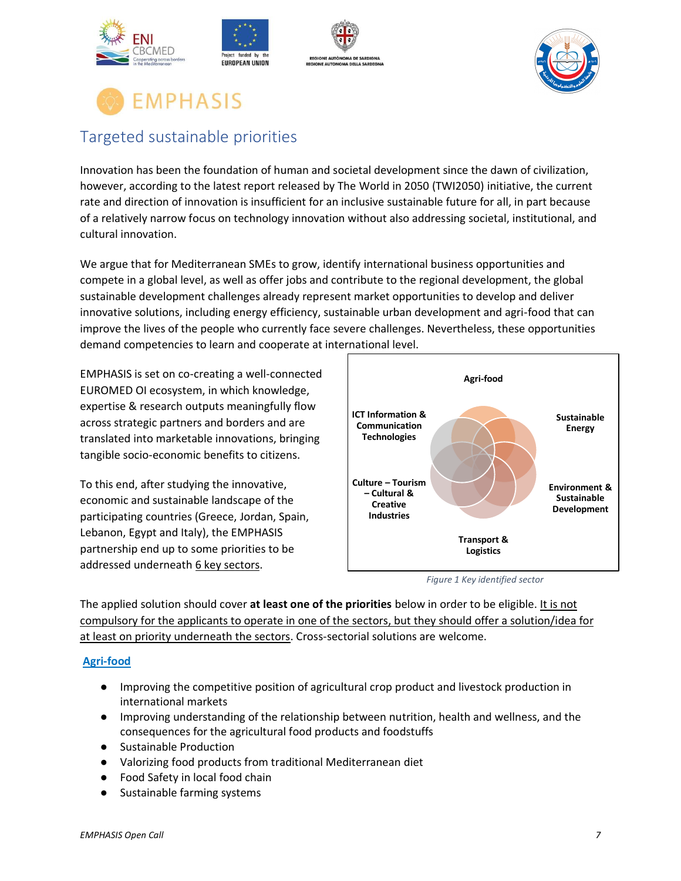# EMPHASIS

## Targeted sustainable priorities

Innovation has been the foundation of human and societal development since the dawn of civilization, however, according to the latest report released by The World in 2050 (TWI2050) initiative, the current rate and direction of innovation is insufficient for an inclusive sustainable future for all, in part because of a relatively narrow focus on technology innovation without also addressing societal, institutional, and cultural innovation.

We argue that for Mediterranean SMEs to grow, identify international business opportunities and compete in a global level, as well as offer jobs and contribute to the regional development, the global sustainable development challenges already represent market opportunities to develop and deliver innovative solutions, including energy efficiency, sustainable urban development and agri-food that can improve the lives of the people who currently face severe challenges. Nevertheless, these opportunities demand competencies to learn and cooperate at international level.

EMPHASIS is set on co-creating a well-connected EUROMED OI ecosystem, in which knowledge, expertise & research outputs meaningfully flow across strategic partners and borders and are translated into marketable innovations, bringing tangible socio-economic benefits to citizens.

To this end, after studying the innovative, economic and sustainable landscape of the participating countries (Greece, Jordan, Spain, Lebanon, Egypt and Italy), the EMPHASIS partnership end up to some priorities to be addressed underneath 6 key sectors.

Agri-food

Sustainable Energy

Environment & Sustainable Development

Transport & Logistics

Culture – Tourism – Cultural & Creative Industries

ICT Information & Communication Technologies

*Figure 1 Key identified sector*

The applied solution should cover **at least one of the priorities** below in order to be eligible. It is not compulsory for the applicants to operate in one of the sectors, but they should offer a solution/idea for at least on priority underneath the sectors. Cross-sectorial solutions are welcome.

### Agri-food

- Improving the competitive position of agricultural crop product and livestock production in international markets
- Improving understanding of the relationship between nutrition, health and wellness, and the consequences for the agricultural food products and foodstuffs
- Sustainable Production
- Valorizing food products from traditional Mediterranean diet
- Food Safety in local food chain
- Sustainable farming systems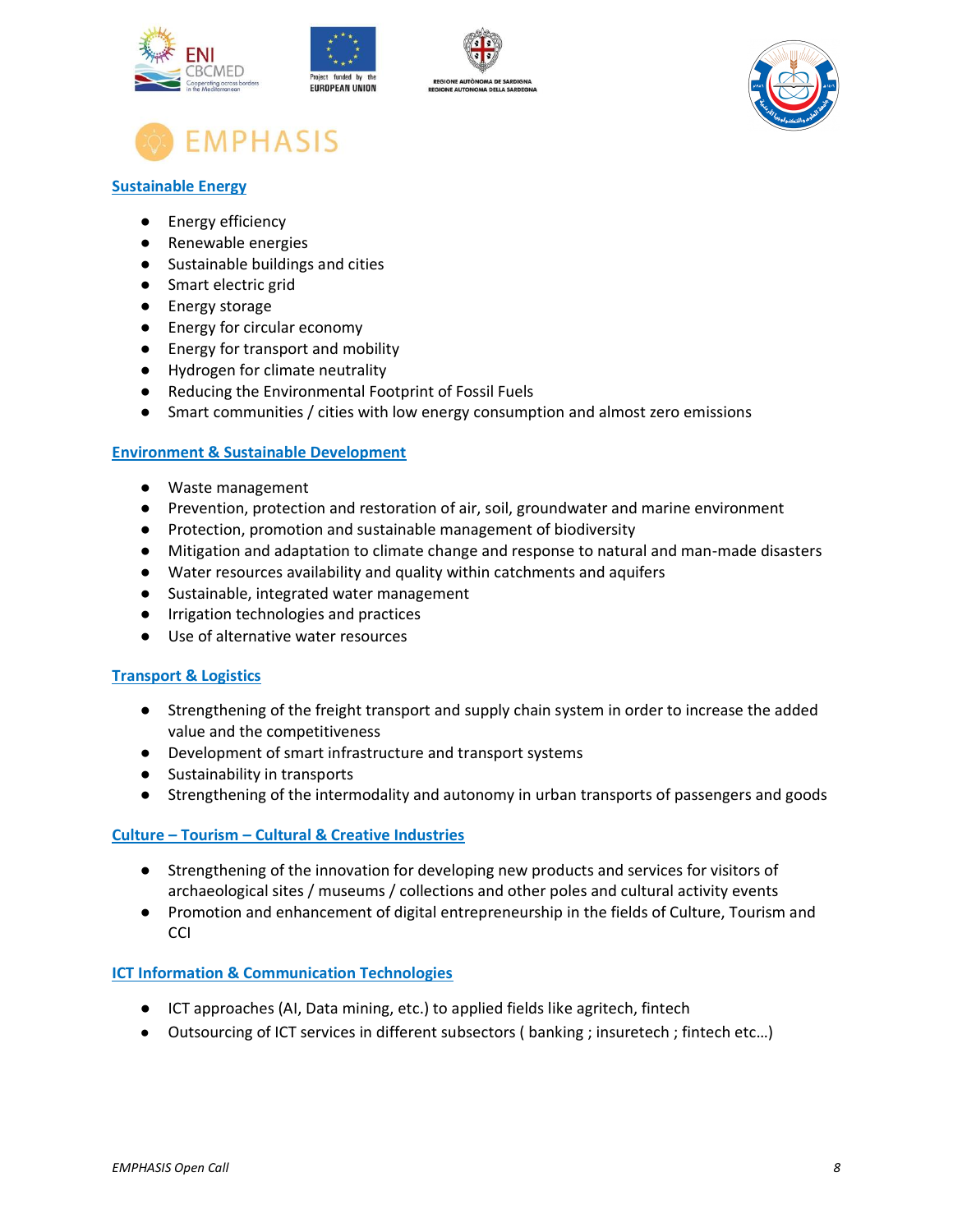## Sustainable Energy

- Energy efficiency
- Renewable energies
- Sustainable buildings and cities
- Smart electric grid
- Energy storage
- Energy for circular economy
- Energy for transport and mobility
- Hydrogen for climate neutrality
- Reducing the Environmental Footprint of Fossil Fuels
- Smart communities / cities with low energy consumption and almost zero emissions

## Environment & Sustainable Development

- Waste management
- Prevention, protection and restoration of air, soil, groundwater and marine environment
- Protection, promotion and sustainable management of biodiversity
- Mitigation and adaptation to climate change and response to natural and man-made disasters
- Water resources availability and quality within catchments and aquifers
- Sustainable, integrated water management
- Irrigation technologies and practices
- Use of alternative water resources

## Transport & Logistics

- Strengthening of the freight transport and supply chain system in order to increase the added value and the competitiveness
- Development of smart infrastructure and transport systems
- Sustainability in transports
- Strengthening of the intermodality and autonomy in urban transports of passengers and goods

## Culture – Tourism – Cultural & Creative Industries

- Strengthening of the innovation for developing new products and services for visitors of archaeological sites / museums / collections and other poles and cultural activity events
- Promotion and enhancement of digital entrepreneurship in the fields of Culture, Tourism and CCI

## ICT Information & Communication Technologies

- ICT approaches (AI, Data mining, etc.) to applied fields like agritech, fintech
- Outsourcing of ICT services in different subsectors ( banking ; insuretech ; fintech etc…)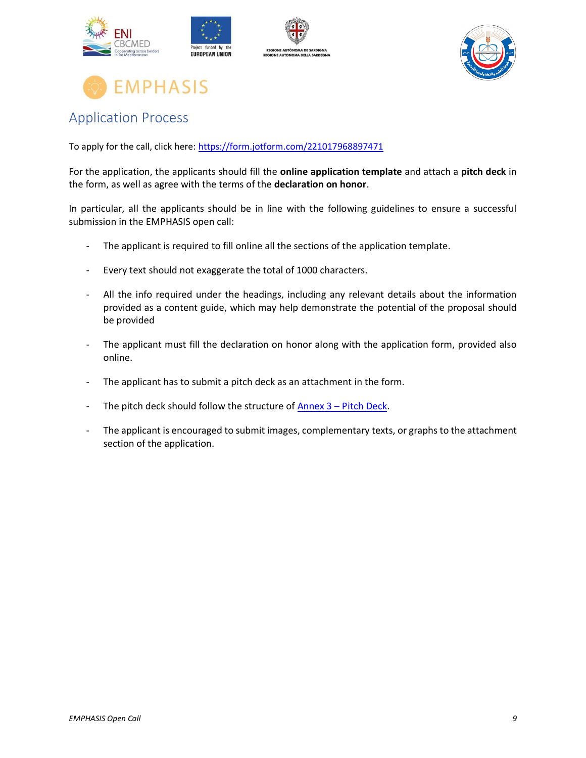## Application Process

To apply for the call, click here: [https://form.jotform.com/221017968897471](https://form.jotform.com/221017968897471)

For the application, the applicants should fill the **online application template** and attach a **pitch deck** in the form, as well as agree with the terms of the **declaration on honor**.

In particular, all the applicants should be in line with the following guidelines to ensure a successful submission in the EMPHASIS open call:

- The applicant is required to fill online all the sections of the application template.
- Every text should not exaggerate the total of 1000 characters.
- All the info required under the headings, including any relevant details about the information provided as a content guide, which may help demonstrate the potential of the proposal should be provided
- The applicant must fill the declaration on honor along with the application form, provided also online.
- The applicant has to submit a pitch deck as an attachment in the form.
- The pitch deck should follow the structure of Annex 3 – Pitch Deck.
- The applicant is encouraged to submit images, complementary texts, or graphs to the attachment section of the application.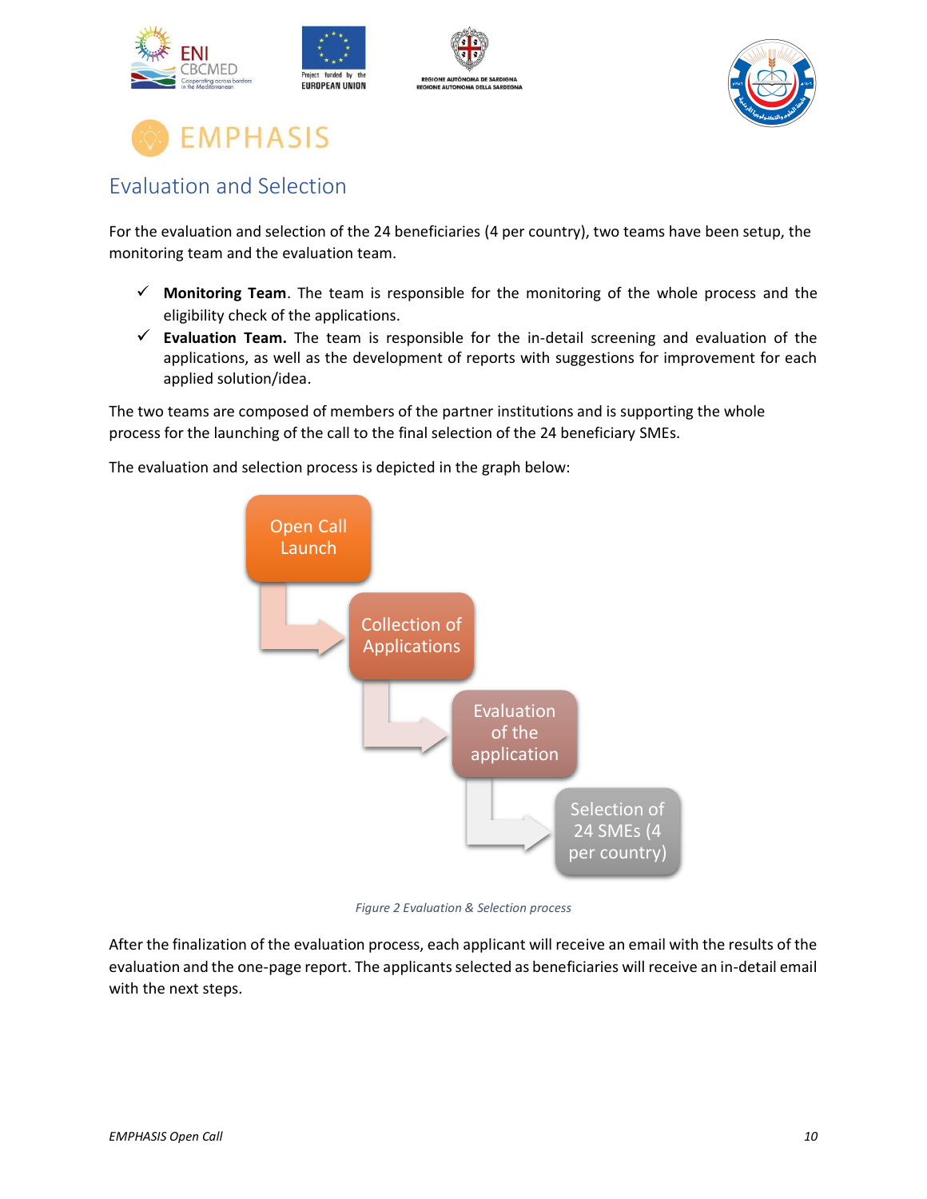## Evaluation and Selection

For the evaluation and selection of the 24 beneficiaries (4 per country), two teams have been setup, the monitoring team and the evaluation team.

- ✓ **Monitoring Team**. The team is responsible for the monitoring of the whole process and the eligibility check of the applications.
- ✓ **Evaluation Team.** The team is responsible for the in-detail screening and evaluation of the applications, as well as the development of reports with suggestions for improvement for each applied solution/idea.

The two teams are composed of members of the partner institutions and is supporting the whole process for the launching of the call to the final selection of the 24 beneficiary SMEs.

The evaluation and selection process is depicted in the graph below:

Open Call Launch → Collection of Applications → Evaluation of the application → Selection of 24 SMEs (4 per country)

*Figure 2 Evaluation & Selection process*

After the finalization of the evaluation process, each applicant will receive an email with the results of the evaluation and the one-page report. The applicants selected as beneficiaries will receive an in-detail email with the next steps.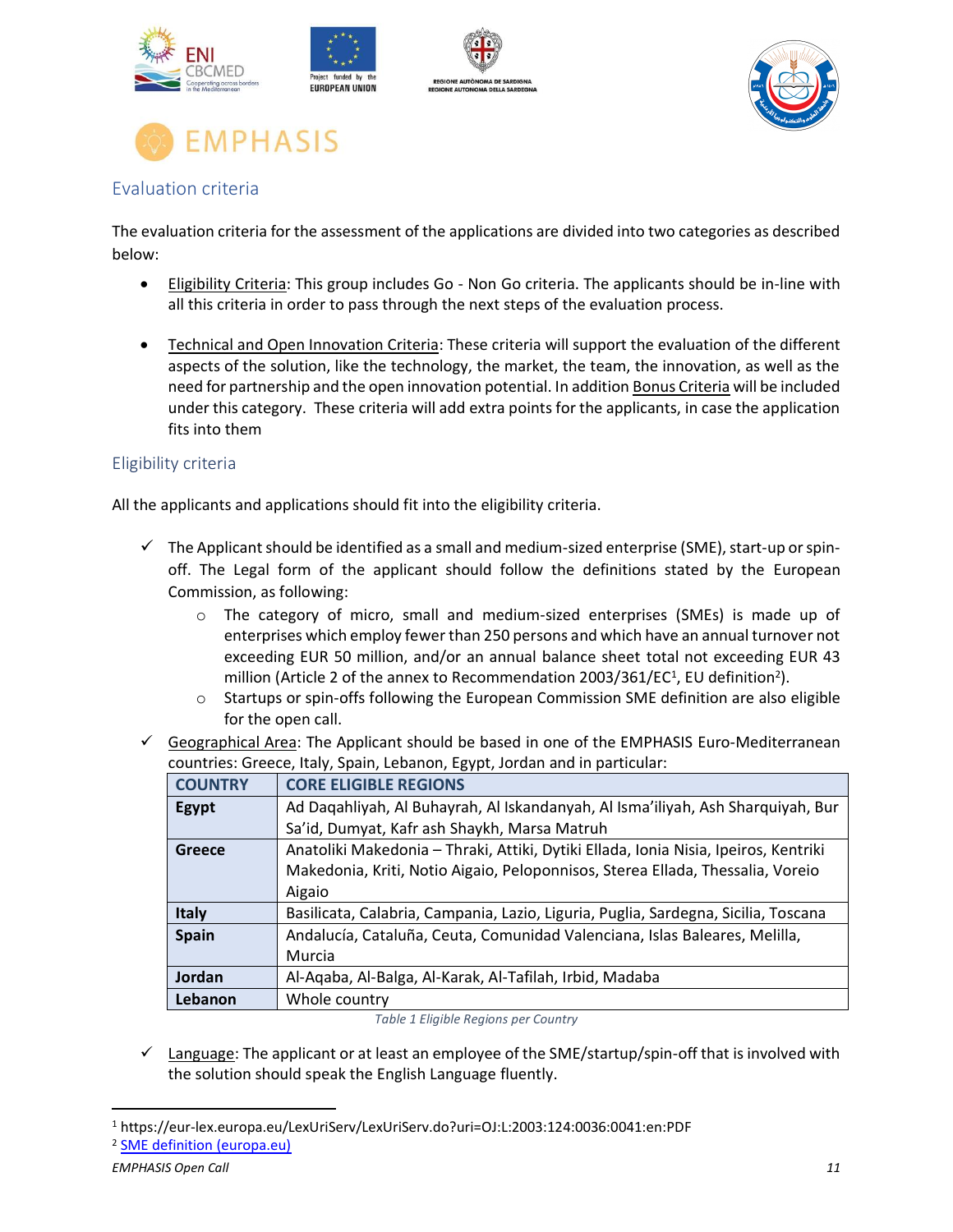## Evaluation criteria

The evaluation criteria for the assessment of the applications are divided into two categories as described below:

- Eligibility Criteria: This group includes Go - Non Go criteria. The applicants should be in-line with all this criteria in order to pass through the next steps of the evaluation process.
- Technical and Open Innovation Criteria: These criteria will support the evaluation of the different aspects of the solution, like the technology, the market, the team, the innovation, as well as the need for partnership and the open innovation potential. In addition Bonus Criteria will be included under this category. These criteria will add extra points for the applicants, in case the application fits into them

## Eligibility criteria

All the applicants and applications should fit into the eligibility criteria.

- ✓ The Applicant should be identified as a small and medium-sized enterprise (SME), start-up or spin-off. The Legal form of the applicant should follow the definitions stated by the European Commission, as following:
  - The category of micro, small and medium-sized enterprises (SMEs) is made up of enterprises which employ fewer than 250 persons and which have an annual turnover not exceeding EUR 50 million, and/or an annual balance sheet total not exceeding EUR 43 million (Article 2 of the annex to Recommendation 2003/361/EC[1], EU definition[2]).
  - Startups or spin-offs following the European Commission SME definition are also eligible for the open call.
- ✓ Geographical Area: The Applicant should be based in one of the EMPHASIS Euro-Mediterranean countries: Greece, Italy, Spain, Lebanon, Egypt, Jordan and in particular:

| COUNTRY | CORE ELIGIBLE REGIONS |
|---|---|
| **Egypt** | Ad Daqahliyah, Al Buhayrah, Al Iskandanyah, Al Isma'iliyah, Ash Sharquiyah, Bur Sa'id, Dumyat, Kafr ash Shaykh, Marsa Matruh |
| **Greece** | Anatoliki Makedonia – Thraki, Attiki, Dytiki Ellada, Ionia Nisia, Ipeiros, Kentriki Makedonia, Kriti, Notio Aigaio, Peloponnisos, Sterea Ellada, Thessalia, Voreio Aigaio |
| **Italy** | Basilicata, Calabria, Campania, Lazio, Liguria, Puglia, Sardegna, Sicilia, Toscana |
| **Spain** | Andalucía, Cataluña, Ceuta, Comunidad Valenciana, Islas Baleares, Melilla, Murcia |
| **Jordan** | Al-Aqaba, Al-Balga, Al-Karak, Al-Tafilah, Irbid, Madaba |
| **Lebanon** | Whole country |

*Table 1 Eligible Regions per Country*

- ✓ Language: The applicant or at least an employee of the SME/startup/spin-off that is involved with the solution should speak the English Language fluently.

[1] https://eur-lex.europa.eu/LexUriServ/LexUriServ.do?uri=OJ:L:2003:124:0036:0041:en:PDF

[2] SME definition (europa.eu)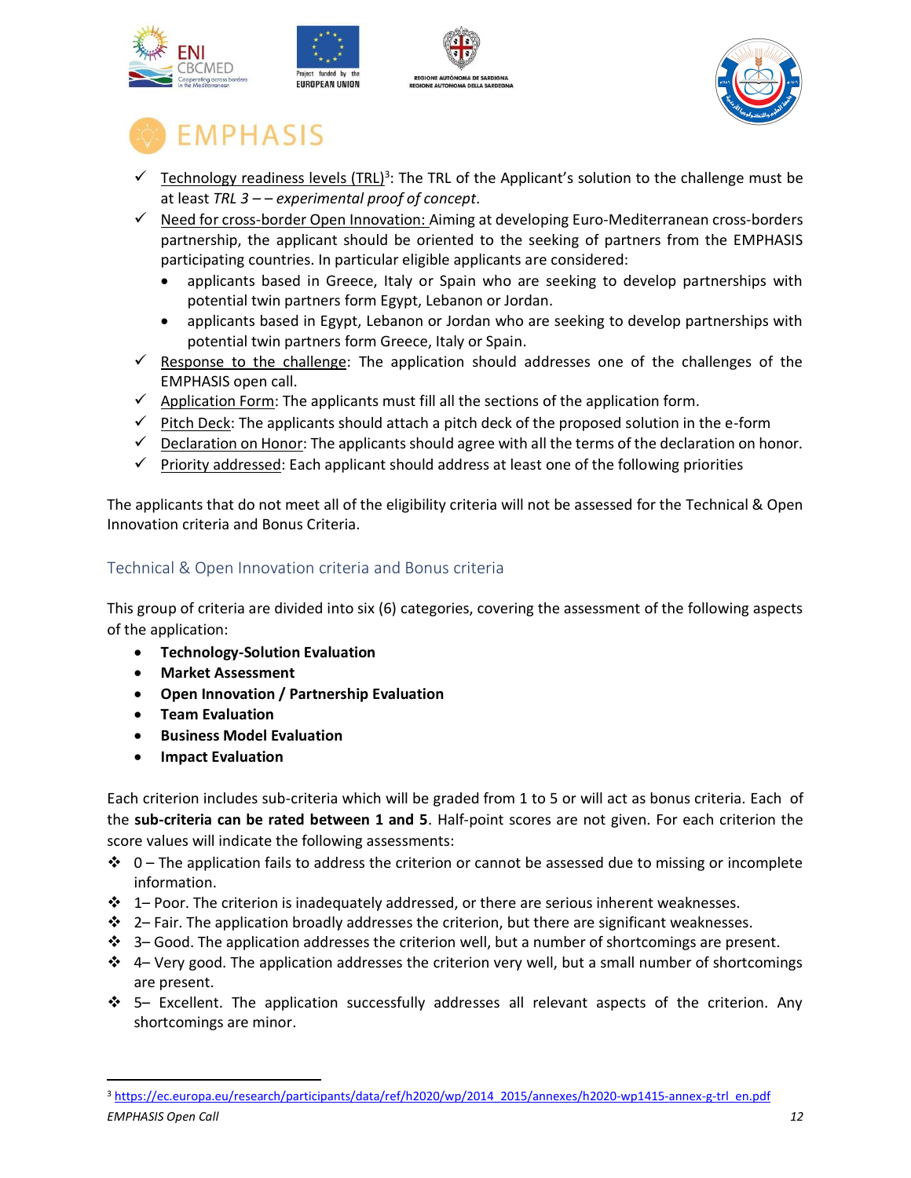- ✓ Technology readiness levels (TRL)[3]: The TRL of the Applicant's solution to the challenge must be at least *TRL 3 – – experimental proof of concept.*
- ✓ Need for cross-border Open Innovation: Aiming at developing Euro-Mediterranean cross-borders partnership, the applicant should be oriented to the seeking of partners from the EMPHASIS participating countries. In particular eligible applicants are considered:
  - applicants based in Greece, Italy or Spain who are seeking to develop partnerships with potential twin partners form Egypt, Lebanon or Jordan.
  - applicants based in Egypt, Lebanon or Jordan who are seeking to develop partnerships with potential twin partners form Greece, Italy or Spain.
- ✓ Response to the challenge: The application should addresses one of the challenges of the EMPHASIS open call.
- ✓ Application Form: The applicants must fill all the sections of the application form.
- ✓ Pitch Deck: The applicants should attach a pitch deck of the proposed solution in the e-form
- ✓ Declaration on Honor: The applicants should agree with all the terms of the declaration on honor.
- ✓ Priority addressed: Each applicant should address at least one of the following priorities

The applicants that do not meet all of the eligibility criteria will not be assessed for the Technical & Open Innovation criteria and Bonus Criteria.

### Technical & Open Innovation criteria and Bonus criteria

This group of criteria are divided into six (6) categories, covering the assessment of the following aspects of the application:

- **Technology-Solution Evaluation**
- **Market Assessment**
- **Open Innovation / Partnership Evaluation**
- **Team Evaluation**
- **Business Model Evaluation**
- **Impact Evaluation**

Each criterion includes sub-criteria which will be graded from 1 to 5 or will act as bonus criteria. Each of the **sub-criteria can be rated between 1 and 5**. Half-point scores are not given. For each criterion the score values will indicate the following assessments:

- ❖ 0 – The application fails to address the criterion or cannot be assessed due to missing or incomplete information.
- ❖ 1– Poor. The criterion is inadequately addressed, or there are serious inherent weaknesses.
- ❖ 2– Fair. The application broadly addresses the criterion, but there are significant weaknesses.
- ❖ 3– Good. The application addresses the criterion well, but a number of shortcomings are present.
- ❖ 4– Very good. The application addresses the criterion very well, but a small number of shortcomings are present.
- ❖ 5– Excellent. The application successfully addresses all relevant aspects of the criterion. Any shortcomings are minor.

---

[3] https://ec.europa.eu/research/participants/data/ref/h2020/wp/2014_2015/annexes/h2020-wp1415-annex-g-trl_en.pdf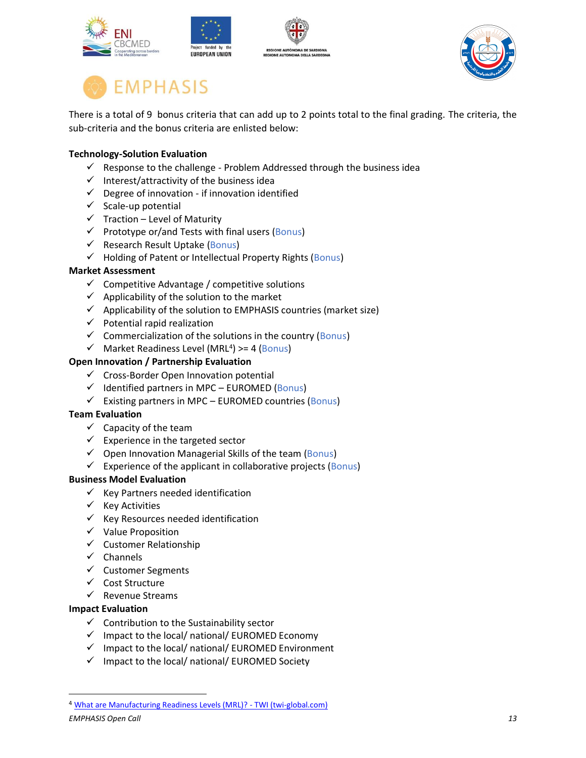There is a total of 9 bonus criteria that can add up to 2 points total to the final grading. The criteria, the sub-criteria and the bonus criteria are enlisted below:

**Technology-Solution Evaluation**

- ✓ Response to the challenge - Problem Addressed through the business idea
- ✓ Interest/attractivity of the business idea
- ✓ Degree of innovation - if innovation identified
- ✓ Scale-up potential
- ✓ Traction – Level of Maturity
- ✓ Prototype or/and Tests with final users (Bonus)
- ✓ Research Result Uptake (Bonus)
- ✓ Holding of Patent or Intellectual Property Rights (Bonus)

**Market Assessment**

- ✓ Competitive Advantage / competitive solutions
- ✓ Applicability of the solution to the market
- ✓ Applicability of the solution to EMPHASIS countries (market size)
- ✓ Potential rapid realization
- ✓ Commercialization of the solutions in the country (Bonus)
- ✓ Market Readiness Level (MRL[4]) >= 4 (Bonus)

**Open Innovation / Partnership Evaluation**

- ✓ Cross-Border Open Innovation potential
- ✓ Identified partners in MPC – EUROMED (Bonus)
- ✓ Existing partners in MPC – EUROMED countries (Bonus)

**Team Evaluation**

- ✓ Capacity of the team
- ✓ Experience in the targeted sector
- ✓ Open Innovation Managerial Skills of the team (Bonus)
- ✓ Experience of the applicant in collaborative projects (Bonus)

**Business Model Evaluation**

- ✓ Key Partners needed identification
- ✓ Key Activities
- ✓ Key Resources needed identification
- ✓ Value Proposition
- ✓ Customer Relationship
- ✓ Channels
- ✓ Customer Segments
- ✓ Cost Structure
- ✓ Revenue Streams

**Impact Evaluation**

- ✓ Contribution to the Sustainability sector
- ✓ Impact to the local/ national/ EUROMED Economy
- ✓ Impact to the local/ national/ EUROMED Environment
- ✓ Impact to the local/ national/ EUROMED Society

---

[4] What are Manufacturing Readiness Levels (MRL)? - TWI (twi-global.com)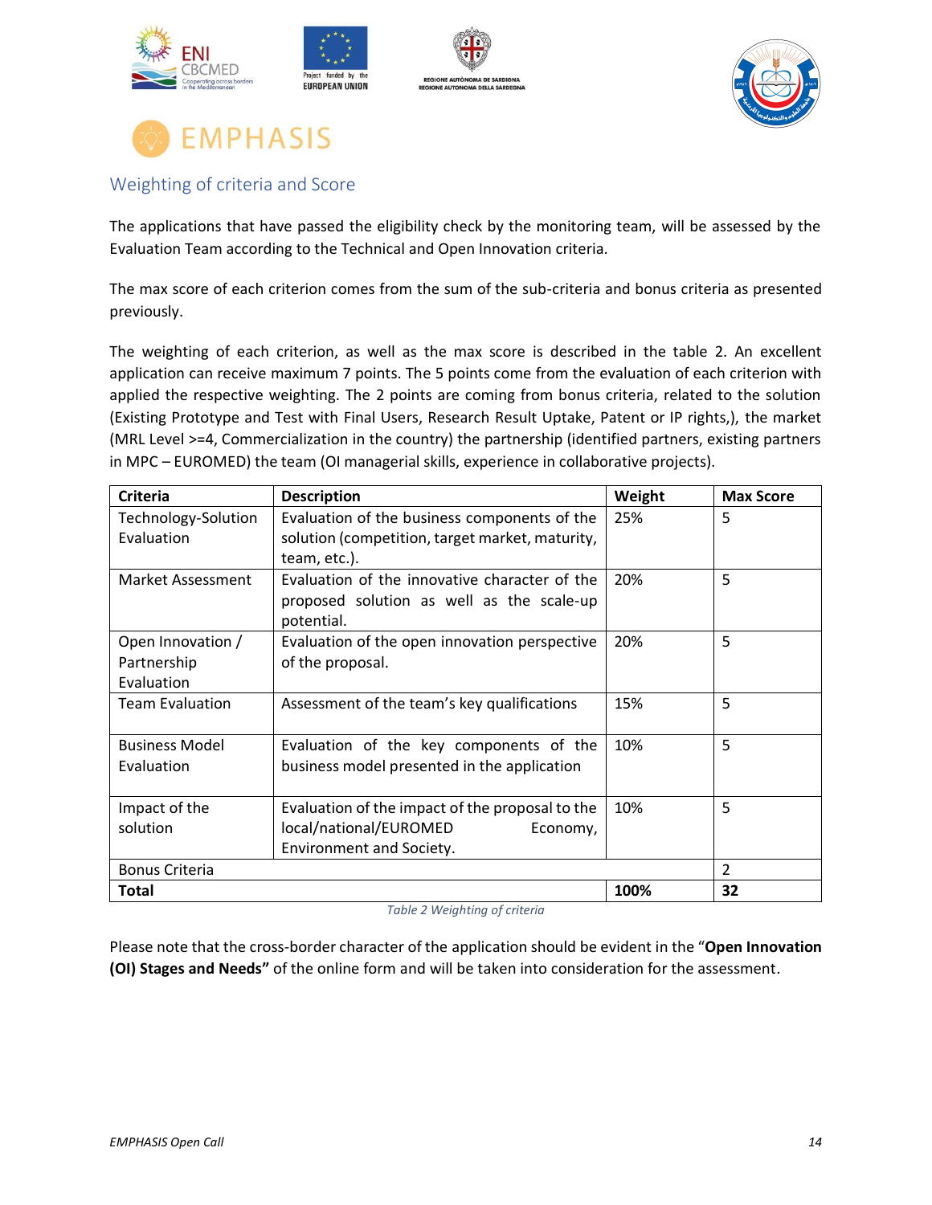## Weighting of criteria and Score

The applications that have passed the eligibility check by the monitoring team, will be assessed by the Evaluation Team according to the Technical and Open Innovation criteria.

The max score of each criterion comes from the sum of the sub-criteria and bonus criteria as presented previously.

The weighting of each criterion, as well as the max score is described in the table 2. An excellent application can receive maximum 7 points. The 5 points come from the evaluation of each criterion with applied the respective weighting. The 2 points are coming from bonus criteria, related to the solution (Existing Prototype and Test with Final Users, Research Result Uptake, Patent or IP rights,), the market (MRL Level >=4, Commercialization in the country) the partnership (identified partners, existing partners in MPC – EUROMED) the team (OI managerial skills, experience in collaborative projects).

| Criteria | Description | Weight | Max Score |
|---|---|---|---|
| Technology-Solution Evaluation | Evaluation of the business components of the solution (competition, target market, maturity, team, etc.). | 25% | 5 |
| Market Assessment | Evaluation of the innovative character of the proposed solution as well as the scale-up potential. | 20% | 5 |
| Open Innovation / Partnership Evaluation | Evaluation of the open innovation perspective of the proposal. | 20% | 5 |
| Team Evaluation | Assessment of the team's key qualifications | 15% | 5 |
| Business Model Evaluation | Evaluation of the key components of the business model presented in the application | 10% | 5 |
| Impact of the solution | Evaluation of the impact of the proposal to the local/national/EUROMED Economy, Environment and Society. | 10% | 5 |
| Bonus Criteria | | | 2 |
| **Total** | | **100%** | **32** |

*Table 2 Weighting of criteria*

Please note that the cross-border character of the application should be evident in the "**Open Innovation (OI) Stages and Needs"** of the online form and will be taken into consideration for the assessment.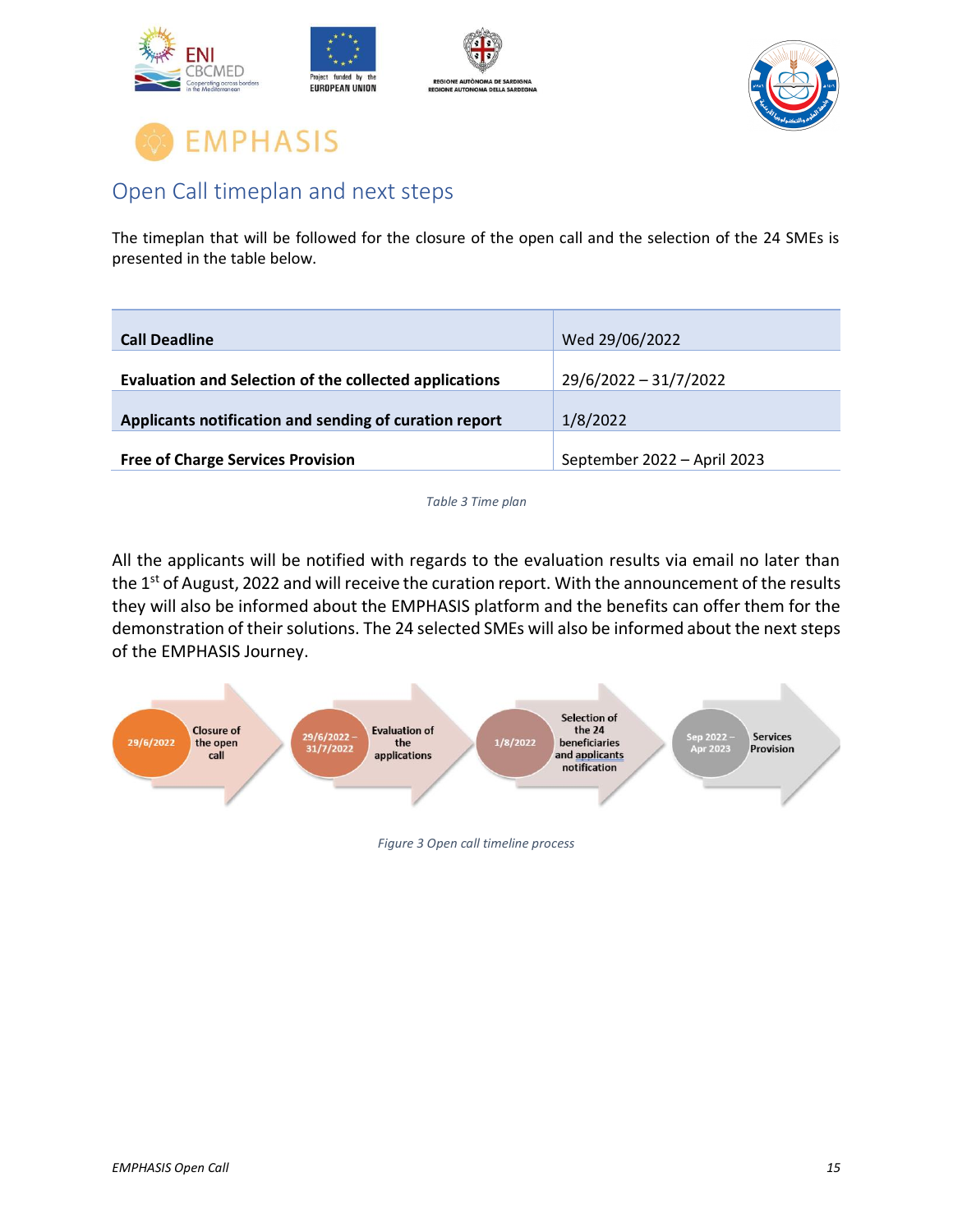## Open Call timeplan and next steps

The timeplan that will be followed for the closure of the open call and the selection of the 24 SMEs is presented in the table below.

| **Call Deadline** | Wed 29/06/2022 |
|---|---|
| **Evaluation and Selection of the collected applications** | 29/6/2022 – 31/7/2022 |
| **Applicants notification and sending of curation report** | 1/8/2022 |
| **Free of Charge Services Provision** | September 2022 – April 2023 |

*Table 3 Time plan*

All the applicants will be notified with regards to the evaluation results via email no later than the 1st of August, 2022 and will receive the curation report. With the announcement of the results they will also be informed about the EMPHASIS platform and the benefits can offer them for the demonstration of their solutions. The 24 selected SMEs will also be informed about the next steps of the EMPHASIS Journey.

29/6/2022 — Closure of the open call → 29/6/2022 – 31/7/2022 — Evaluation of the applications → 1/8/2022 — Selection of the 24 beneficiaries and applicants notification → Sep 2022 – Apr 2023 — Services Provision

*Figure 3 Open call timeline process*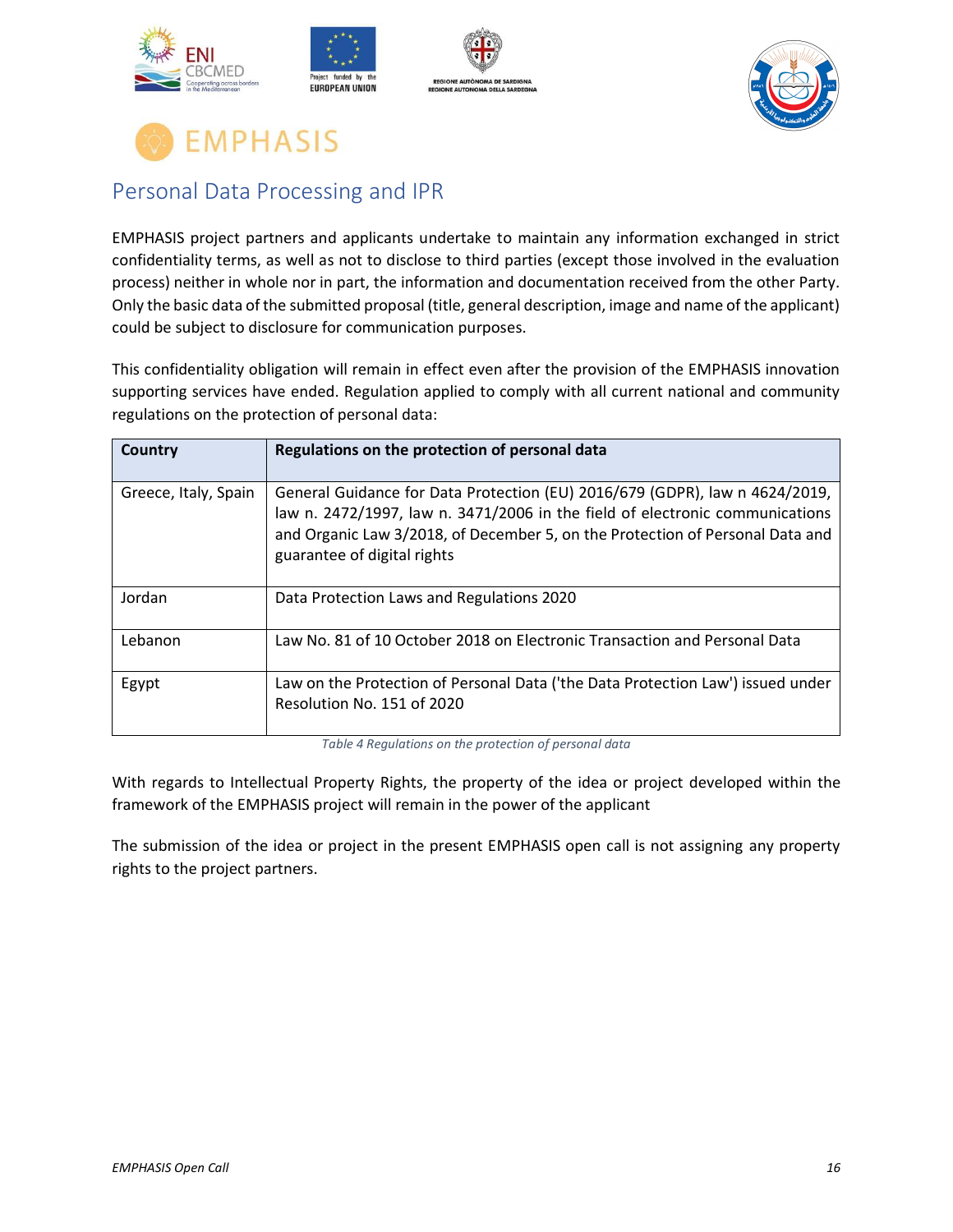## Personal Data Processing and IPR

EMPHASIS project partners and applicants undertake to maintain any information exchanged in strict confidentiality terms, as well as not to disclose to third parties (except those involved in the evaluation process) neither in whole nor in part, the information and documentation received from the other Party. Only the basic data of the submitted proposal (title, general description, image and name of the applicant) could be subject to disclosure for communication purposes.

This confidentiality obligation will remain in effect even after the provision of the EMPHASIS innovation supporting services have ended. Regulation applied to comply with all current national and community regulations on the protection of personal data:

| Country | Regulations on the protection of personal data |
|---|---|
| Greece, Italy, Spain | General Guidance for Data Protection (EU) 2016/679 (GDPR), law n 4624/2019, law n. 2472/1997, law n. 3471/2006 in the field of electronic communications and Organic Law 3/2018, of December 5, on the Protection of Personal Data and guarantee of digital rights |
| Jordan | Data Protection Laws and Regulations 2020 |
| Lebanon | Law No. 81 of 10 October 2018 on Electronic Transaction and Personal Data |
| Egypt | Law on the Protection of Personal Data ('the Data Protection Law') issued under Resolution No. 151 of 2020 |

*Table 4 Regulations on the protection of personal data*

With regards to Intellectual Property Rights, the property of the idea or project developed within the framework of the EMPHASIS project will remain in the power of the applicant

The submission of the idea or project in the present EMPHASIS open call is not assigning any property rights to the project partners.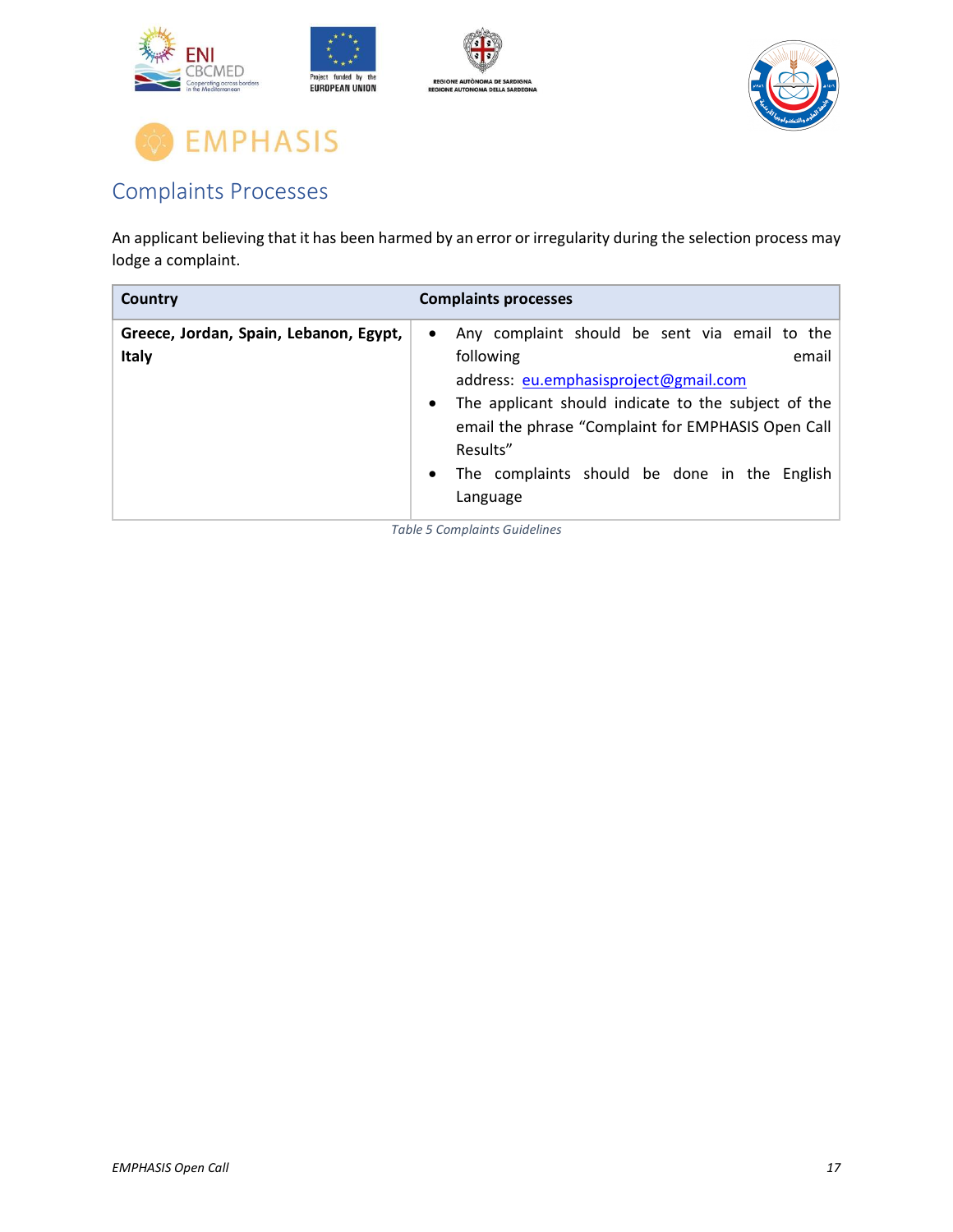## Complaints Processes

An applicant believing that it has been harmed by an error or irregularity during the selection process may lodge a complaint.

| Country | Complaints processes |
|---|---|
| **Greece, Jordan, Spain, Lebanon, Egypt, Italy** | • Any complaint should be sent via email to the following email address: eu.emphasisproject@gmail.com<br>• The applicant should indicate to the subject of the email the phrase "Complaint for EMPHASIS Open Call Results"<br>• The complaints should be done in the English Language |

*Table 5 Complaints Guidelines*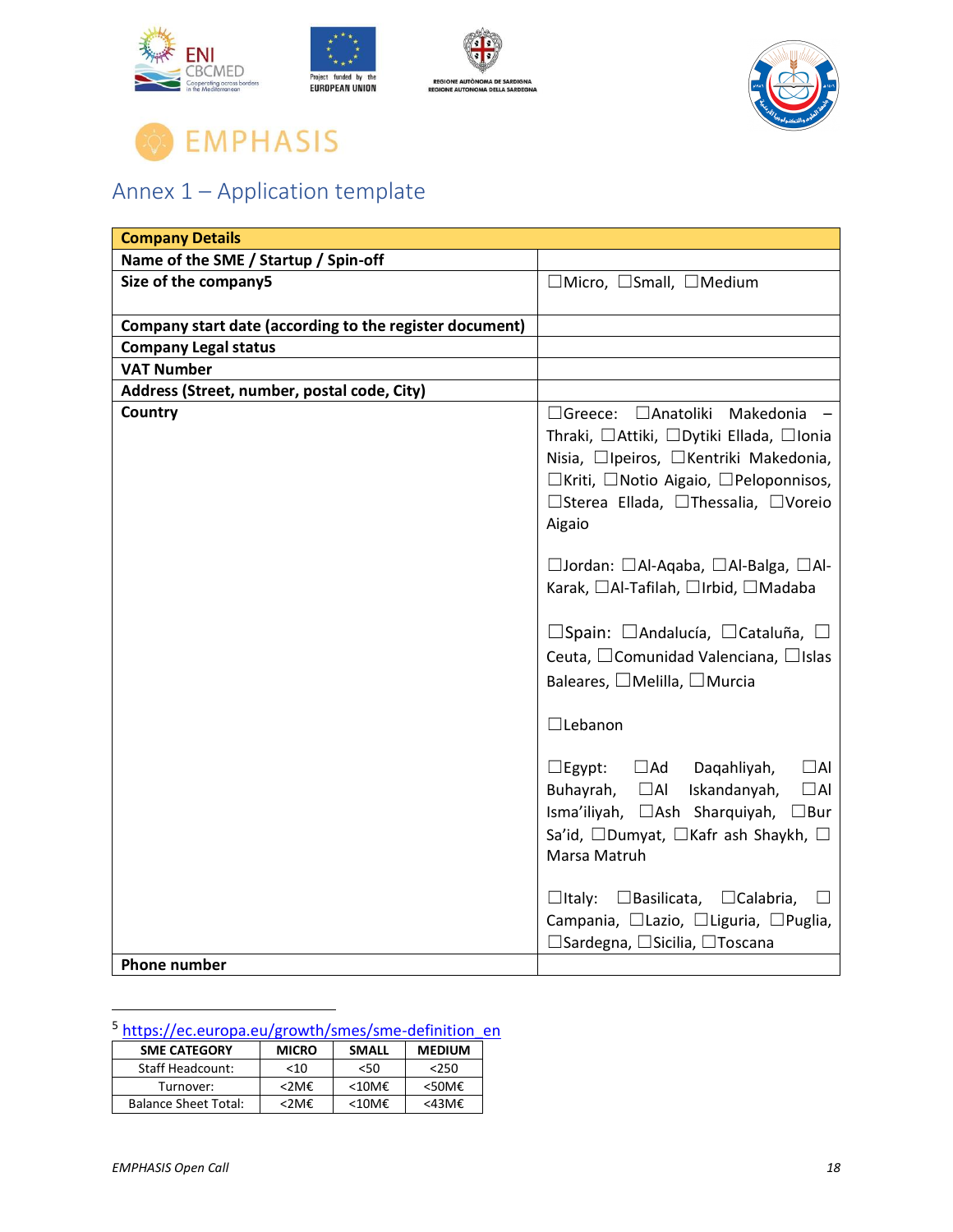EMPHASIS

## Annex 1 – Application template

| Company Details | |
|---|---|
| **Name of the SME / Startup / Spin-off** | |
| **Size of the company**[5] | ☐Micro, ☐Small, ☐Medium |
| **Company start date (according to the register document)** | |
| **Company Legal status** | |
| **VAT Number** | |
| **Address (Street, number, postal code, City)** | |
| **Country** | ☐Greece: ☐Anatoliki Makedonia – Thraki, ☐Attiki, ☐Dytiki Ellada, ☐Ionia Nisia, ☐Ipeiros, ☐Kentriki Makedonia, ☐Kriti, ☐Notio Aigaio, ☐Peloponnisos, ☐Sterea Ellada, ☐Thessalia, ☐Voreio Aigaio<br><br>☐Jordan: ☐Al-Aqaba, ☐Al-Balga, ☐Al-Karak, ☐Al-Tafilah, ☐Irbid, ☐Madaba<br><br>☐Spain: ☐Andalucía, ☐Cataluña, ☐Ceuta, ☐Comunidad Valenciana, ☐Islas Baleares, ☐Melilla, ☐Murcia<br><br>☐Lebanon<br><br>☐Egypt: ☐Ad Daqahliyah, ☐Al Buhayrah, ☐Al Iskandanyah, ☐Al Isma'iliyah, ☐Ash Sharquiyah, ☐Bur Sa'id, ☐Dumyat, ☐Kafr ash Shaykh, ☐Marsa Matruh<br><br>☐Italy: ☐Basilicata, ☐Calabria, ☐Campania, ☐Lazio, ☐Liguria, ☐Puglia, ☐Sardegna, ☐Sicilia, ☐Toscana |
| **Phone number** | |

[5] https://ec.europa.eu/growth/smes/sme-definition_en

| SME CATEGORY | MICRO | SMALL | MEDIUM |
|---|---|---|---|
| Staff Headcount: | <10 | <50 | <250 |
| Turnover: | <2M€ | <10M€ | <50M€ |
| Balance Sheet Total: | <2M€ | <10M€ | <43M€ |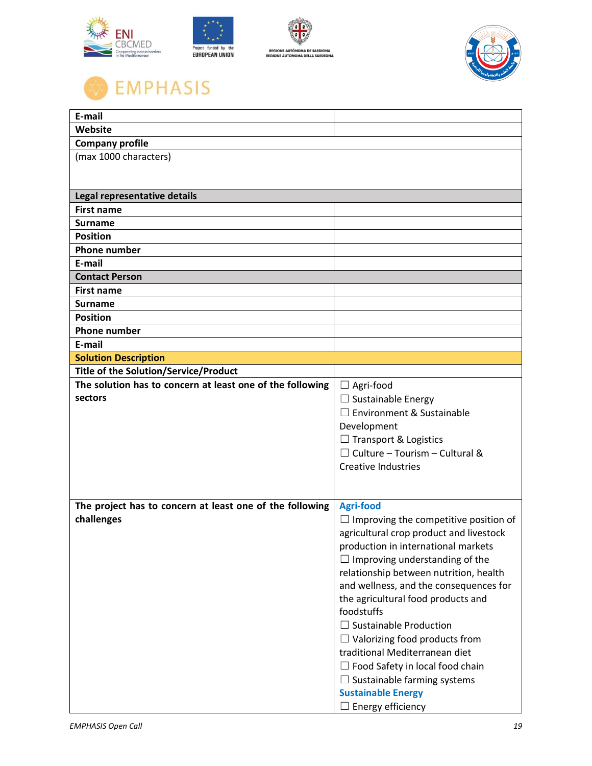EMPHASIS

| E-mail | |
|---|---|
| Website | |
| **Company profile** | |
| (max 1000 characters) | |
| **Legal representative details** | |
| **First name** | |
| **Surname** | |
| **Position** | |
| **Phone number** | |
| **E-mail** | |
| **Contact Person** | |
| **First name** | |
| **Surname** | |
| **Position** | |
| **Phone number** | |
| **E-mail** | |
| **Solution Description** | |
| **Title of the Solution/Service/Product** | |
| **The solution has to concern at least one of the following sectors** | ☐ Agri-food<br>☐ Sustainable Energy<br>☐ Environment & Sustainable Development<br>☐ Transport & Logistics<br>☐ Culture – Tourism – Cultural & Creative Industries |
| **The project has to concern at least one of the following challenges** | **Agri-food**<br>☐ Improving the competitive position of agricultural crop product and livestock production in international markets<br>☐ Improving understanding of the relationship between nutrition, health and wellness, and the consequences for the agricultural food products and foodstuffs<br>☐ Sustainable Production<br>☐ Valorizing food products from traditional Mediterranean diet<br>☐ Food Safety in local food chain<br>☐ Sustainable farming systems<br>**Sustainable Energy**<br>☐ Energy efficiency |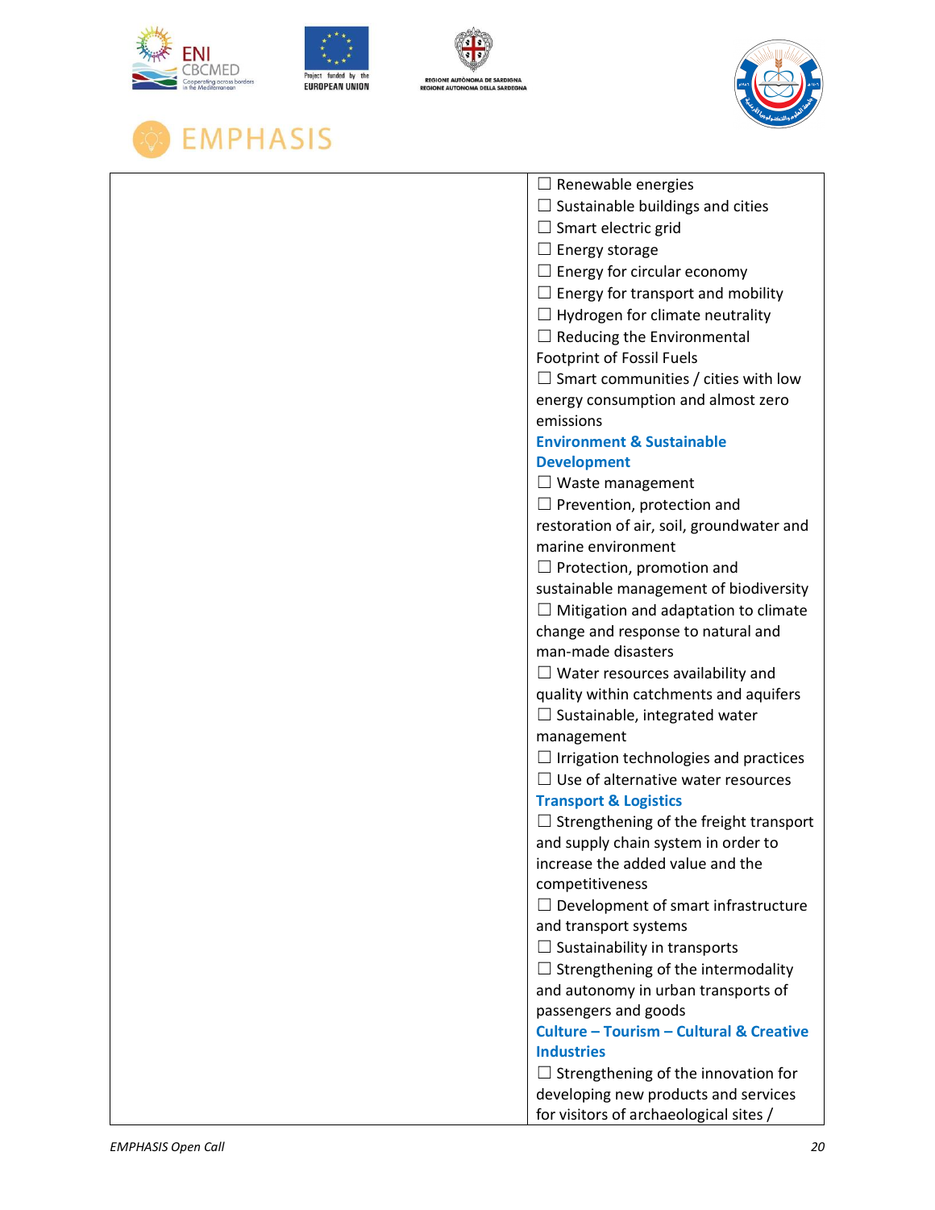| | ☐ Renewable energies<br>☐ Sustainable buildings and cities<br>☐ Smart electric grid<br>☐ Energy storage<br>☐ Energy for circular economy<br>☐ Energy for transport and mobility<br>☐ Hydrogen for climate neutrality<br>☐ Reducing the Environmental Footprint of Fossil Fuels<br>☐ Smart communities / cities with low energy consumption and almost zero emissions<br>**Environment & Sustainable Development**<br>☐ Waste management<br>☐ Prevention, protection and restoration of air, soil, groundwater and marine environment<br>☐ Protection, promotion and sustainable management of biodiversity<br>☐ Mitigation and adaptation to climate change and response to natural and man-made disasters<br>☐ Water resources availability and quality within catchments and aquifers<br>☐ Sustainable, integrated water management<br>☐ Irrigation technologies and practices<br>☐ Use of alternative water resources<br>**Transport & Logistics**<br>☐ Strengthening of the freight transport and supply chain system in order to increase the added value and the competitiveness<br>☐ Development of smart infrastructure and transport systems<br>☐ Sustainability in transports<br>☐ Strengthening of the intermodality and autonomy in urban transports of passengers and goods<br>**Culture – Tourism – Cultural & Creative Industries**<br>☐ Strengthening of the innovation for developing new products and services for visitors of archaeological sites / |
|---|---|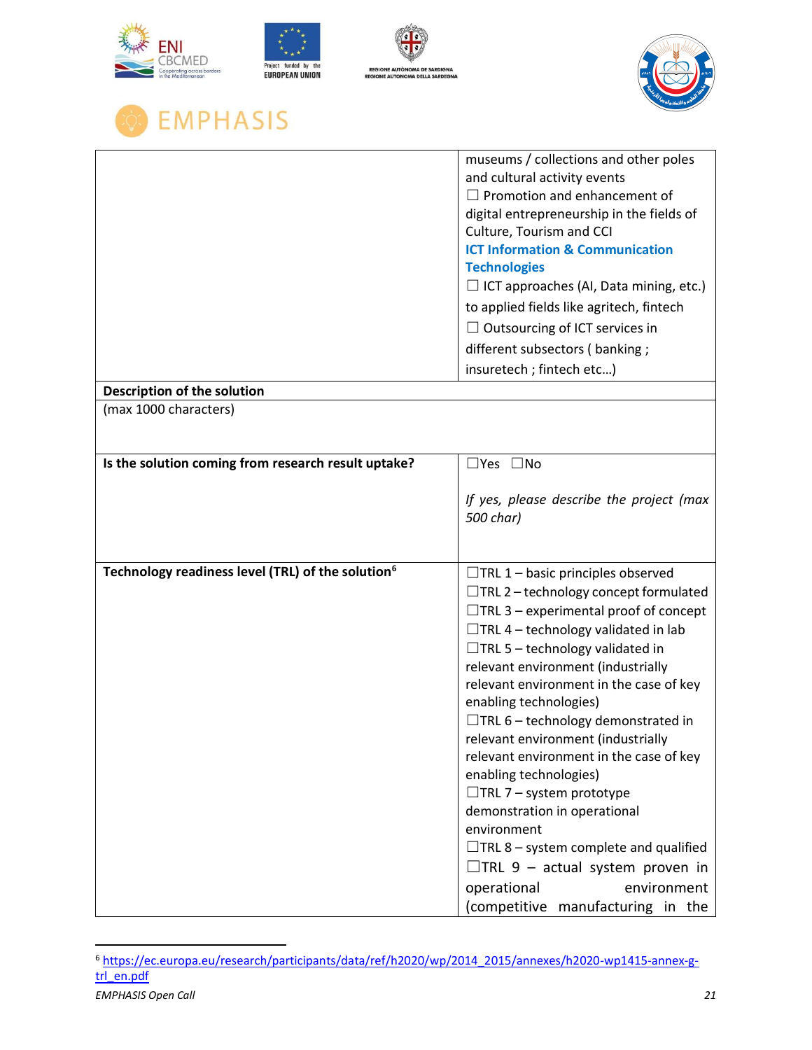| | museums / collections and other poles and cultural activity events<br>☐ Promotion and enhancement of digital entrepreneurship in the fields of Culture, Tourism and CCI<br>**ICT Information & Communication Technologies**<br>☐ ICT approaches (AI, Data mining, etc.) to applied fields like agritech, fintech<br>☐ Outsourcing of ICT services in different subsectors ( banking ; insuretech ; fintech etc…) |
|---|---|
| **Description of the solution** | |
| (max 1000 characters) | |
| **Is the solution coming from research result uptake?** | ☐Yes ☐No<br><br>*If yes, please describe the project (max 500 char)* |
| **Technology readiness level (TRL) of the solution**[6] | ☐TRL 1 – basic principles observed<br>☐TRL 2 – technology concept formulated<br>☐TRL 3 – experimental proof of concept<br>☐TRL 4 – technology validated in lab<br>☐TRL 5 – technology validated in relevant environment (industrially relevant environment in the case of key enabling technologies)<br>☐TRL 6 – technology demonstrated in relevant environment (industrially relevant environment in the case of key enabling technologies)<br>☐TRL 7 – system prototype demonstration in operational environment<br>☐TRL 8 – system complete and qualified<br>☐TRL 9 – actual system proven in operational environment (competitive manufacturing in the |

[6] https://ec.europa.eu/research/participants/data/ref/h2020/wp/2014_2015/annexes/h2020-wp1415-annex-g-trl_en.pdf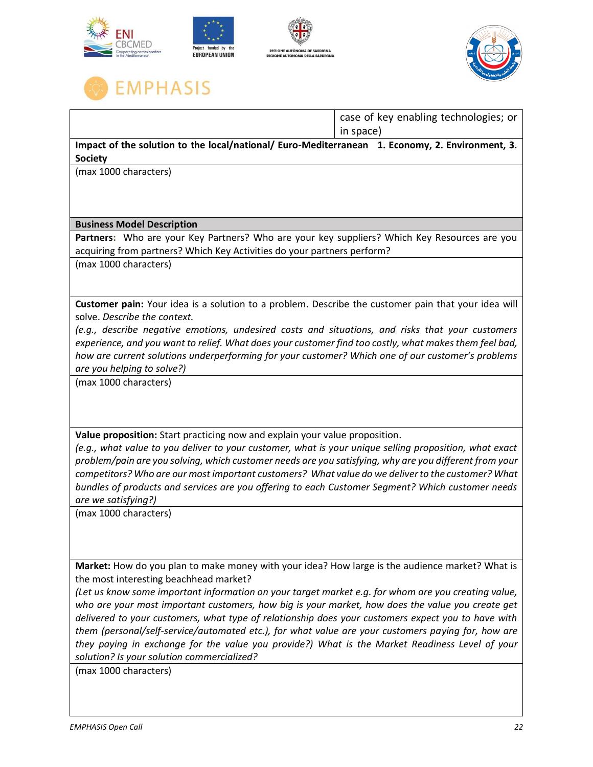| | case of key enabling technologies; or in space) |
|---|---|
| **Impact of the solution to the local/national/ Euro-Mediterranean 1. Economy, 2. Environment, 3. Society** | |
| (max 1000 characters) | |
| **Business Model Description** | |
| **Partners:** Who are your Key Partners? Who are your key suppliers? Which Key Resources are you acquiring from partners? Which Key Activities do your partners perform? | |
| (max 1000 characters) | |
| **Customer pain:** Your idea is a solution to a problem. Describe the customer pain that your idea will solve. *Describe the context.* *(e.g., describe negative emotions, undesired costs and situations, and risks that your customers experience, and you want to relief. What does your customer find too costly, what makes them feel bad, how are current solutions underperforming for your customer? Which one of our customer's problems are you helping to solve?)* | |
| (max 1000 characters) | |
| **Value proposition:** Start practicing now and explain your value proposition. *(e.g., what value to you deliver to your customer, what is your unique selling proposition, what exact problem/pain are you solving, which customer needs are you satisfying, why are you different from your competitors? Who are our most important customers? What value do we deliver to the customer? What bundles of products and services are you offering to each Customer Segment? Which customer needs are we satisfying?)* | |
| (max 1000 characters) | |
| **Market:** How do you plan to make money with your idea? How large is the audience market? What is the most interesting beachhead market? *(Let us know some important information on your target market e.g. for whom are you creating value, who are your most important customers, how big is your market, how does the value you create get delivered to your customers, what type of relationship does your customers expect you to have with them (personal/self-service/automated etc.), for what value are your customers paying for, how are they paying in exchange for the value you provide?) What is the Market Readiness Level of your solution? Is your solution commercialized?* | |
| (max 1000 characters) | |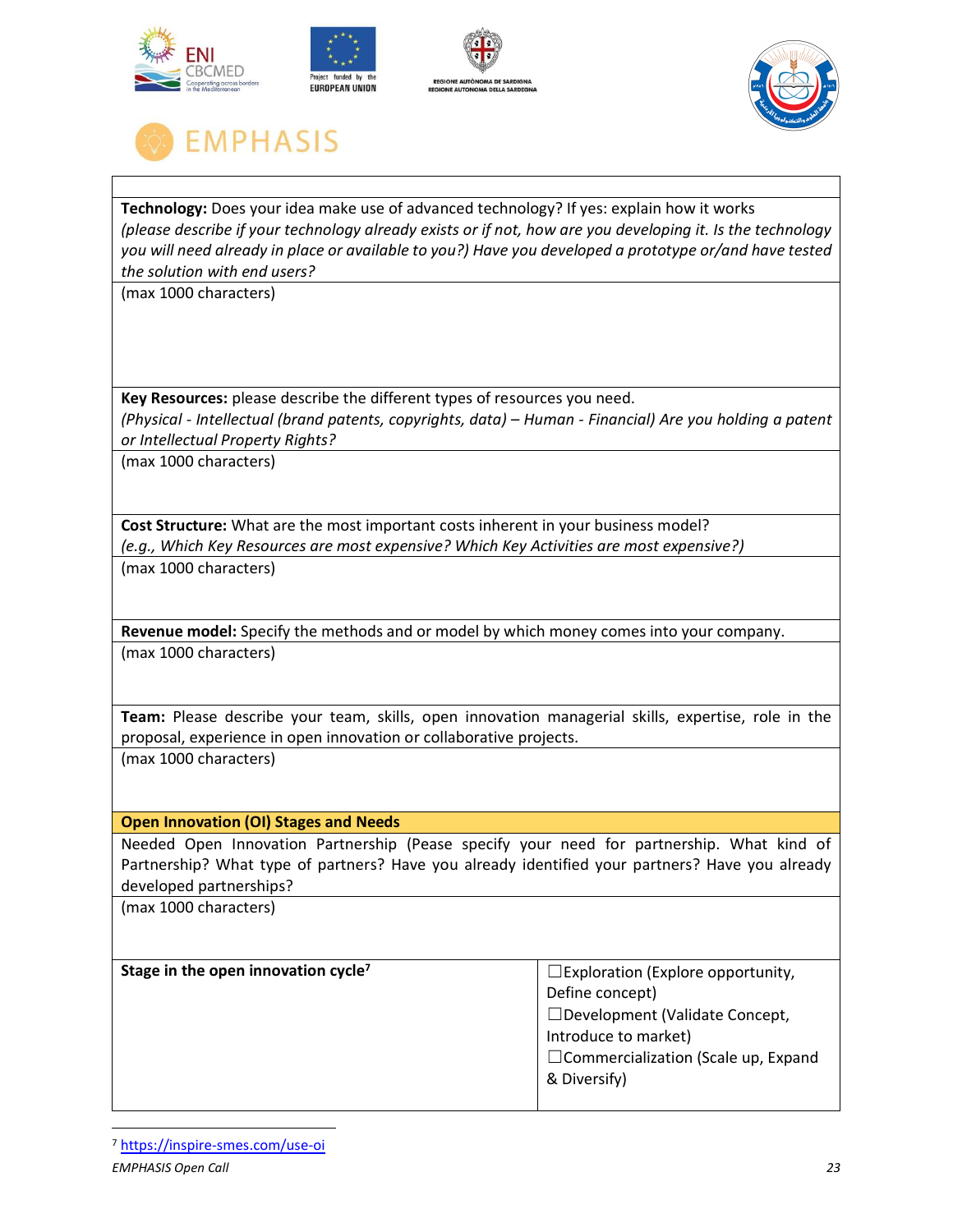**Technology:** Does your idea make use of advanced technology? If yes: explain how it works *(please describe if your technology already exists or if not, how are you developing it. Is the technology you will need already in place or available to you?) Have you developed a prototype or/and have tested the solution with end users?*

(max 1000 characters)

**Key Resources:** please describe the different types of resources you need. *(Physical - Intellectual (brand patents, copyrights, data) – Human - Financial) Are you holding a patent or Intellectual Property Rights?*

(max 1000 characters)

**Cost Structure:** What are the most important costs inherent in your business model? *(e.g., Which Key Resources are most expensive? Which Key Activities are most expensive?)*

(max 1000 characters)

**Revenue model:** Specify the methods and or model by which money comes into your company.

(max 1000 characters)

**Team:** Please describe your team, skills, open innovation managerial skills, expertise, role in the proposal, experience in open innovation or collaborative projects.

(max 1000 characters)

**Open Innovation (OI) Stages and Needs**

Needed Open Innovation Partnership (Pease specify your need for partnership. What kind of Partnership? What type of partners? Have you already identified your partners? Have you already developed partnerships?

(max 1000 characters)

| **Stage in the open innovation cycle**[7] | ☐Exploration (Explore opportunity, Define concept)<br>☐Development (Validate Concept, Introduce to market)<br>☐Commercialization (Scale up, Expand & Diversify) |
|---|---|

[7] https://inspire-smes.com/use-oi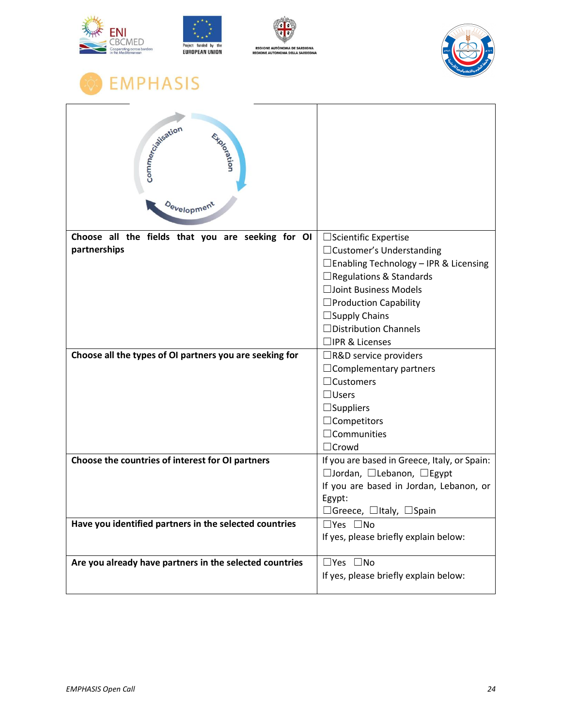| | |
|---|---|
| Commercialisation / Exploration / Development | |
| **Choose all the fields that you are seeking for OI partnerships** | ☐Scientific Expertise<br>☐Customer's Understanding<br>☐Enabling Technology – IPR & Licensing<br>☐Regulations & Standards<br>☐Joint Business Models<br>☐Production Capability<br>☐Supply Chains<br>☐Distribution Channels<br>☐IPR & Licenses |
| **Choose all the types of OI partners you are seeking for** | ☐R&D service providers<br>☐Complementary partners<br>☐Customers<br>☐Users<br>☐Suppliers<br>☐Competitors<br>☐Communities<br>☐Crowd |
| **Choose the countries of interest for OI partners** | If you are based in Greece, Italy, or Spain:<br>☐Jordan, ☐Lebanon, ☐Egypt<br>If you are based in Jordan, Lebanon, or Egypt:<br>☐Greece, ☐Italy, ☐Spain |
| **Have you identified partners in the selected countries** | ☐Yes ☐No<br>If yes, please briefly explain below: |
| **Are you already have partners in the selected countries** | ☐Yes ☐No<br>If yes, please briefly explain below: |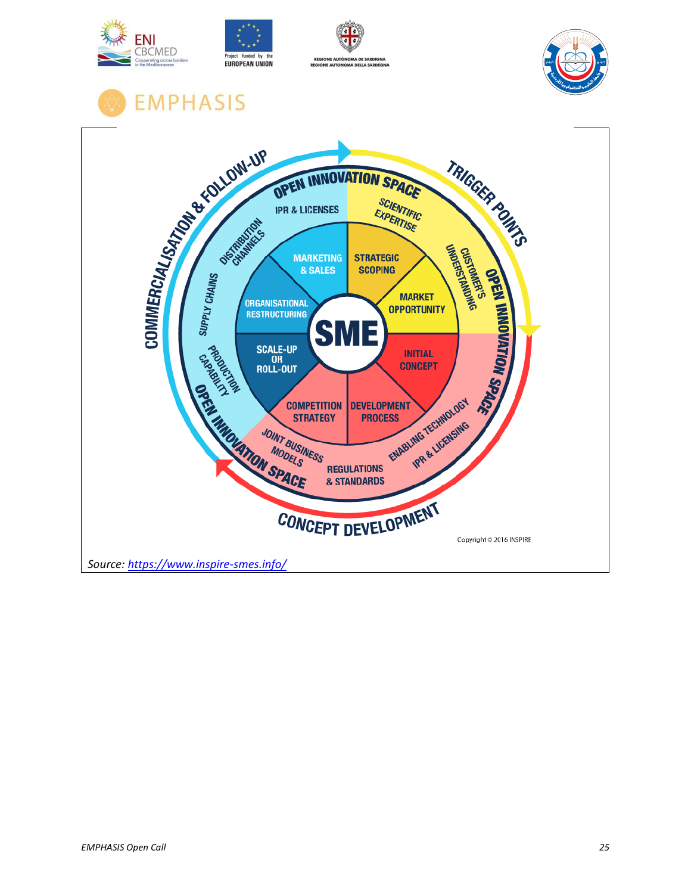OPEN INNOVATION SPACE

TRIGGER POINTS

SCIENTIFIC EXPERTISE

CUSTOMER'S UNDERSTANDING

STRATEGIC SCOPING

MARKET OPPORTUNITY

INITIAL CONCEPT

DEVELOPMENT PROCESS

COMPETITION STRATEGY

SCALE-UP OR ROLL-OUT

ORGANISATIONAL RESTRUCTURING

MARKETING & SALES

SME

ENABLING TECHNOLOGY

IPR & LICENSING

REGULATIONS & STANDARDS

JOINT BUSINESS MODELS

CONCEPT DEVELOPMENT

PRODUCTION CAPABILITY

SUPPLY CHAINS

DISTRIBUTION CHANNELS

IPR & LICENSES

COMMERCIALISATION & FOLLOW-UP

Copyright © 2016 INSPIRE

*Source: [https://www.inspire-smes.info/](https://www.inspire-smes.info/)*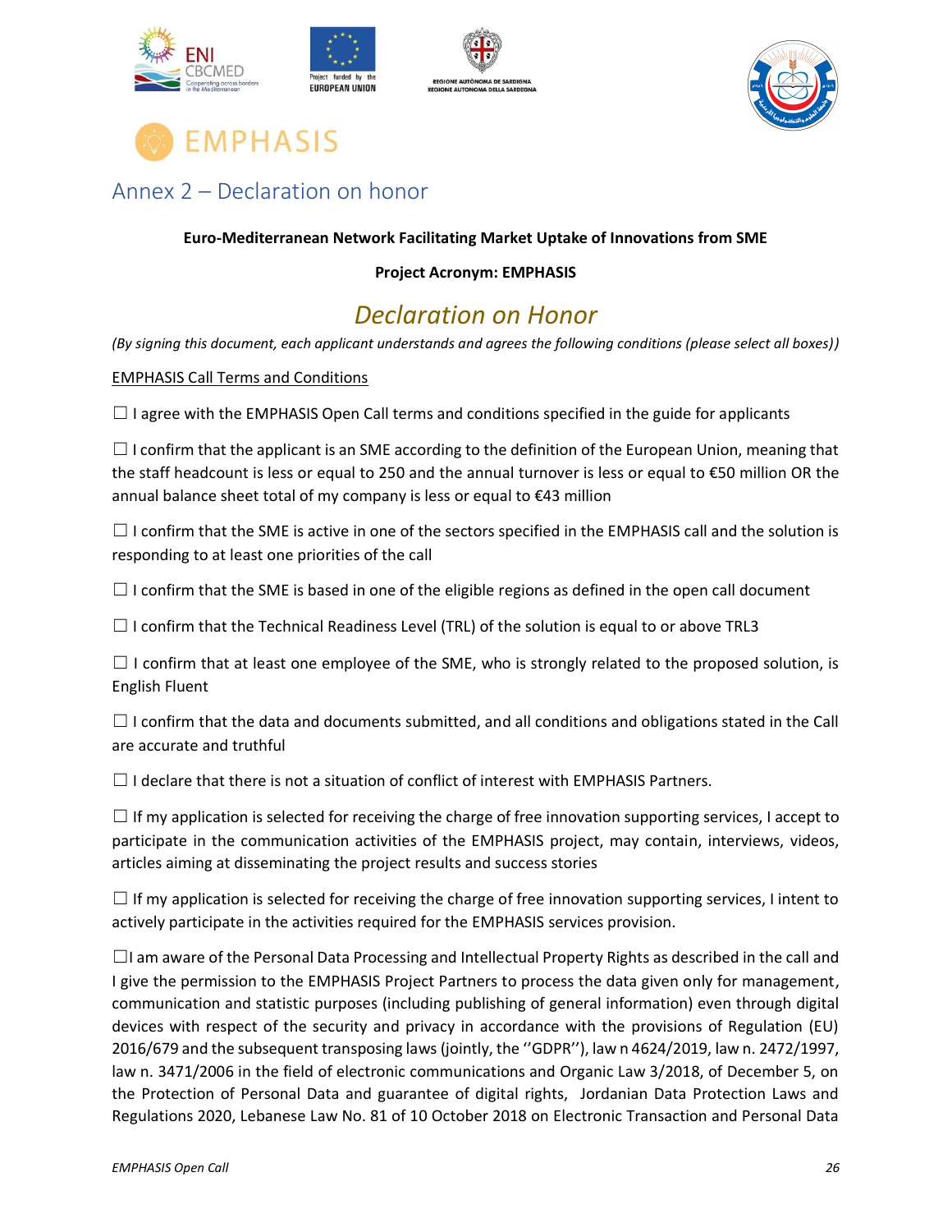# EMPHASIS

## Annex 2 – Declaration on honor

**Euro-Mediterranean Network Facilitating Market Uptake of Innovations from SME**

**Project Acronym: EMPHASIS**

## *Declaration on Honor*

*(By signing this document, each applicant understands and agrees the following conditions (please select all boxes))*

<u>EMPHASIS Call Terms and Conditions</u>

☐ I agree with the EMPHASIS Open Call terms and conditions specified in the guide for applicants

☐ I confirm that the applicant is an SME according to the definition of the European Union, meaning that the staff headcount is less or equal to 250 and the annual turnover is less or equal to €50 million OR the annual balance sheet total of my company is less or equal to €43 million

☐ I confirm that the SME is active in one of the sectors specified in the EMPHASIS call and the solution is responding to at least one priorities of the call

☐ I confirm that the SME is based in one of the eligible regions as defined in the open call document

☐ I confirm that the Technical Readiness Level (TRL) of the solution is equal to or above TRL3

☐ I confirm that at least one employee of the SME, who is strongly related to the proposed solution, is English Fluent

☐ I confirm that the data and documents submitted, and all conditions and obligations stated in the Call are accurate and truthful

☐ I declare that there is not a situation of conflict of interest with EMPHASIS Partners.

☐ If my application is selected for receiving the charge of free innovation supporting services, I accept to participate in the communication activities of the EMPHASIS project, may contain, interviews, videos, articles aiming at disseminating the project results and success stories

☐ If my application is selected for receiving the charge of free innovation supporting services, I intent to actively participate in the activities required for the EMPHASIS services provision.

☐I am aware of the Personal Data Processing and Intellectual Property Rights as described in the call and I give the permission to the EMPHASIS Project Partners to process the data given only for management, communication and statistic purposes (including publishing of general information) even through digital devices with respect of the security and privacy in accordance with the provisions of Regulation (EU) 2016/679 and the subsequent transposing laws (jointly, the ''GDPR''), law n 4624/2019, law n. 2472/1997, law n. 3471/2006 in the field of electronic communications and Organic Law 3/2018, of December 5, on the Protection of Personal Data and guarantee of digital rights, Jordanian Data Protection Laws and Regulations 2020, Lebanese Law No. 81 of 10 October 2018 on Electronic Transaction and Personal Data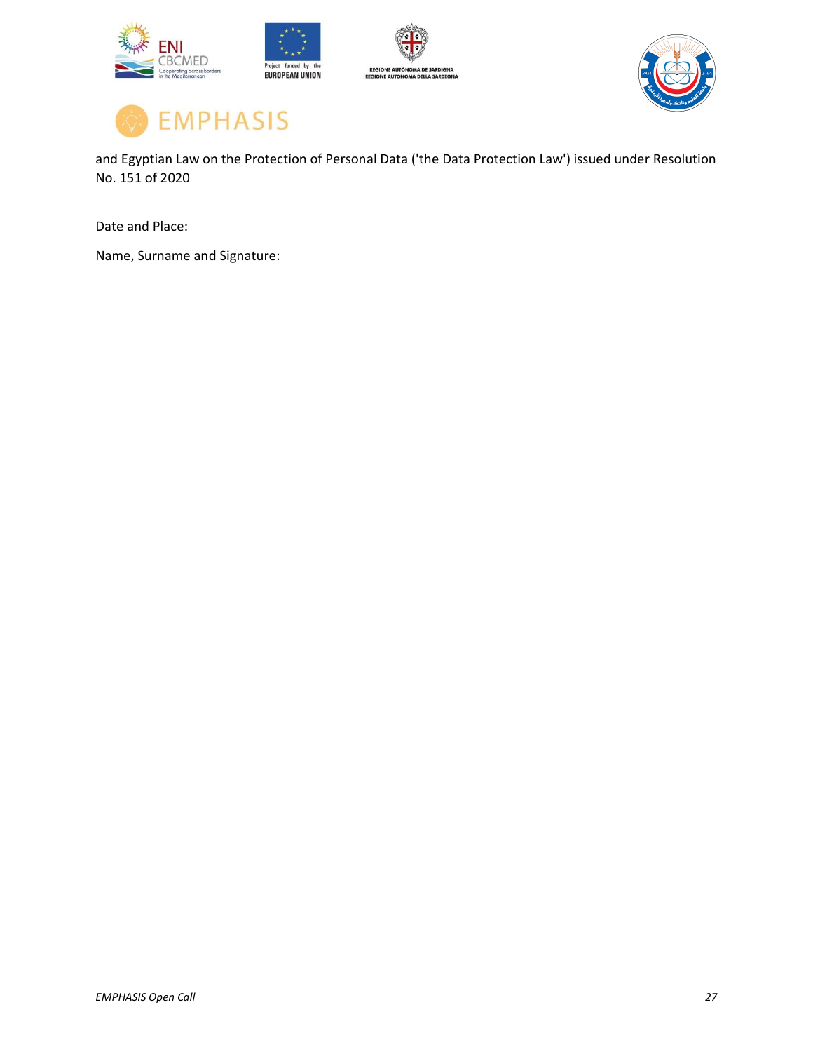and Egyptian Law on the Protection of Personal Data ('the Data Protection Law') issued under Resolution No. 151 of 2020

Date and Place:

Name, Surname and Signature: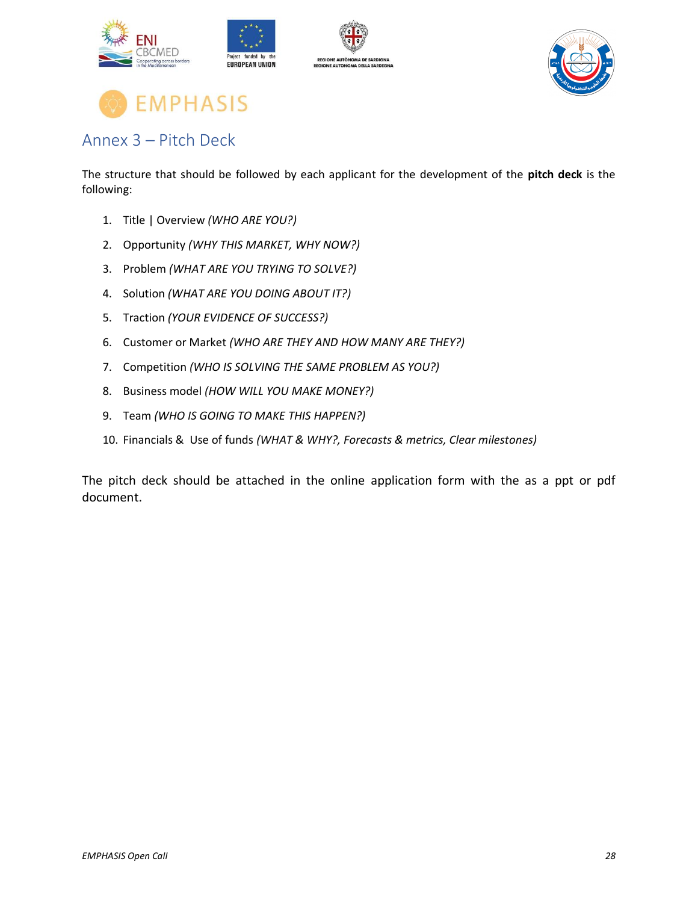# Annex 3 – Pitch Deck

The structure that should be followed by each applicant for the development of the **pitch deck** is the following:

1. Title | Overview *(WHO ARE YOU?)*
2. Opportunity *(WHY THIS MARKET, WHY NOW?)*
3. Problem *(WHAT ARE YOU TRYING TO SOLVE?)*
4. Solution *(WHAT ARE YOU DOING ABOUT IT?)*
5. Traction *(YOUR EVIDENCE OF SUCCESS?)*
6. Customer or Market *(WHO ARE THEY AND HOW MANY ARE THEY?)*
7. Competition *(WHO IS SOLVING THE SAME PROBLEM AS YOU?)*
8. Business model *(HOW WILL YOU MAKE MONEY?)*
9. Team *(WHO IS GOING TO MAKE THIS HAPPEN?)*
10. Financials & Use of funds *(WHAT & WHY?, Forecasts & metrics, Clear milestones)*

The pitch deck should be attached in the online application form with the as a ppt or pdf document.